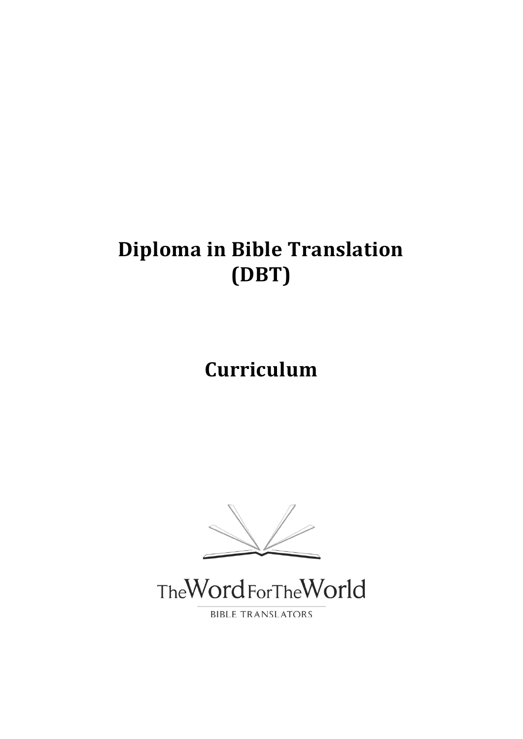# Diploma in Bible Translation (DBT)

# Curriculum

TheWordForTheWorld

BIBLE TRANSLATORS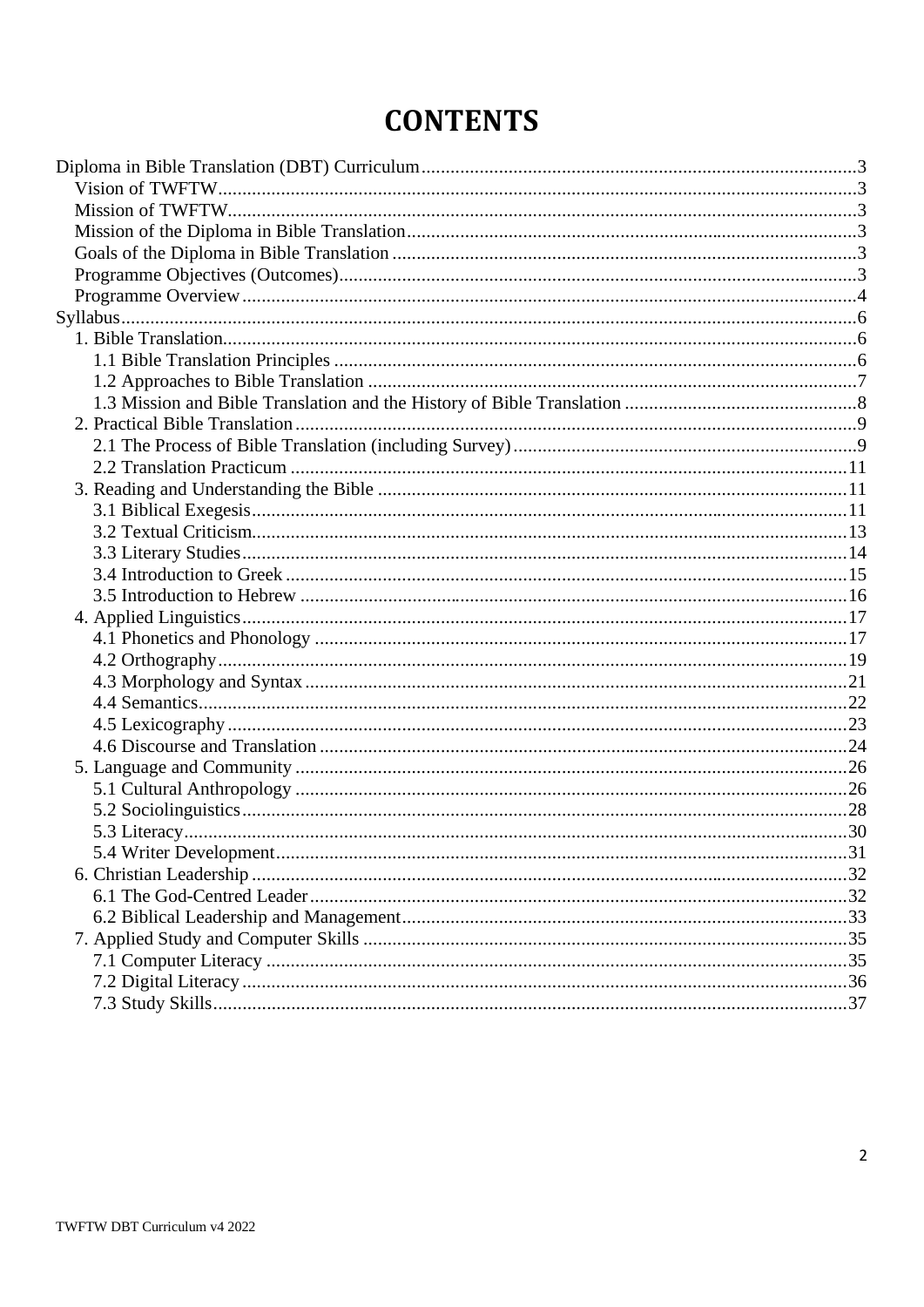# CONTENTS

Diploma in Bible Translation (DBT) Curriculum ..... 3
- Vision of TWFTW ..... 3
- Mission of TWFTW ..... 3
- Mission of the Diploma in Bible Translation ..... 3
- Goals of the Diploma in Bible Translation ..... 3
- Programme Objectives (Outcomes) ..... 3
- Programme Overview ..... 4

Syllabus ..... 6
- 1. Bible Translation ..... 6
  - 1.1 Bible Translation Principles ..... 6
  - 1.2 Approaches to Bible Translation ..... 7
  - 1.3 Mission and Bible Translation and the History of Bible Translation ..... 8
- 2. Practical Bible Translation ..... 9
  - 2.1 The Process of Bible Translation (including Survey) ..... 9
  - 2.2 Translation Practicum ..... 11
- 3. Reading and Understanding the Bible ..... 11
  - 3.1 Biblical Exegesis ..... 11
  - 3.2 Textual Criticism ..... 13
  - 3.3 Literary Studies ..... 14
  - 3.4 Introduction to Greek ..... 15
  - 3.5 Introduction to Hebrew ..... 16
- 4. Applied Linguistics ..... 17
  - 4.1 Phonetics and Phonology ..... 17
  - 4.2 Orthography ..... 19
  - 4.3 Morphology and Syntax ..... 21
  - 4.4 Semantics ..... 22
  - 4.5 Lexicography ..... 23
  - 4.6 Discourse and Translation ..... 24
- 5. Language and Community ..... 26
  - 5.1 Cultural Anthropology ..... 26
  - 5.2 Sociolinguistics ..... 28
  - 5.3 Literacy ..... 30
  - 5.4 Writer Development ..... 31
- 6. Christian Leadership ..... 32
  - 6.1 The God-Centred Leader ..... 32
  - 6.2 Biblical Leadership and Management ..... 33
- 7. Applied Study and Computer Skills ..... 35
  - 7.1 Computer Literacy ..... 35
  - 7.2 Digital Literacy ..... 36
  - 7.3 Study Skills ..... 37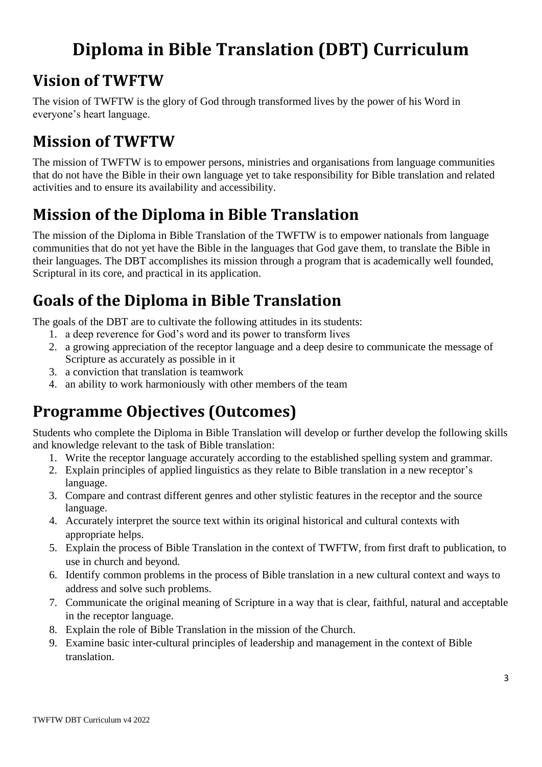# Diploma in Bible Translation (DBT) Curriculum

## Vision of TWFTW

The vision of TWFTW is the glory of God through transformed lives by the power of his Word in everyone's heart language.

## Mission of TWFTW

The mission of TWFTW is to empower persons, ministries and organisations from language communities that do not have the Bible in their own language yet to take responsibility for Bible translation and related activities and to ensure its availability and accessibility.

## Mission of the Diploma in Bible Translation

The mission of the Diploma in Bible Translation of the TWFTW is to empower nationals from language communities that do not yet have the Bible in the languages that God gave them, to translate the Bible in their languages. The DBT accomplishes its mission through a program that is academically well founded, Scriptural in its core, and practical in its application.

## Goals of the Diploma in Bible Translation

The goals of the DBT are to cultivate the following attitudes in its students:

1. a deep reverence for God's word and its power to transform lives
2. a growing appreciation of the receptor language and a deep desire to communicate the message of Scripture as accurately as possible in it
3. a conviction that translation is teamwork
4. an ability to work harmoniously with other members of the team

## Programme Objectives (Outcomes)

Students who complete the Diploma in Bible Translation will develop or further develop the following skills and knowledge relevant to the task of Bible translation:

1. Write the receptor language accurately according to the established spelling system and grammar.
2. Explain principles of applied linguistics as they relate to Bible translation in a new receptor's language.
3. Compare and contrast different genres and other stylistic features in the receptor and the source language.
4. Accurately interpret the source text within its original historical and cultural contexts with appropriate helps.
5. Explain the process of Bible Translation in the context of TWFTW, from first draft to publication, to use in church and beyond.
6. Identify common problems in the process of Bible translation in a new cultural context and ways to address and solve such problems.
7. Communicate the original meaning of Scripture in a way that is clear, faithful, natural and acceptable in the receptor language.
8. Explain the role of Bible Translation in the mission of the Church.
9. Examine basic inter-cultural principles of leadership and management in the context of Bible translation.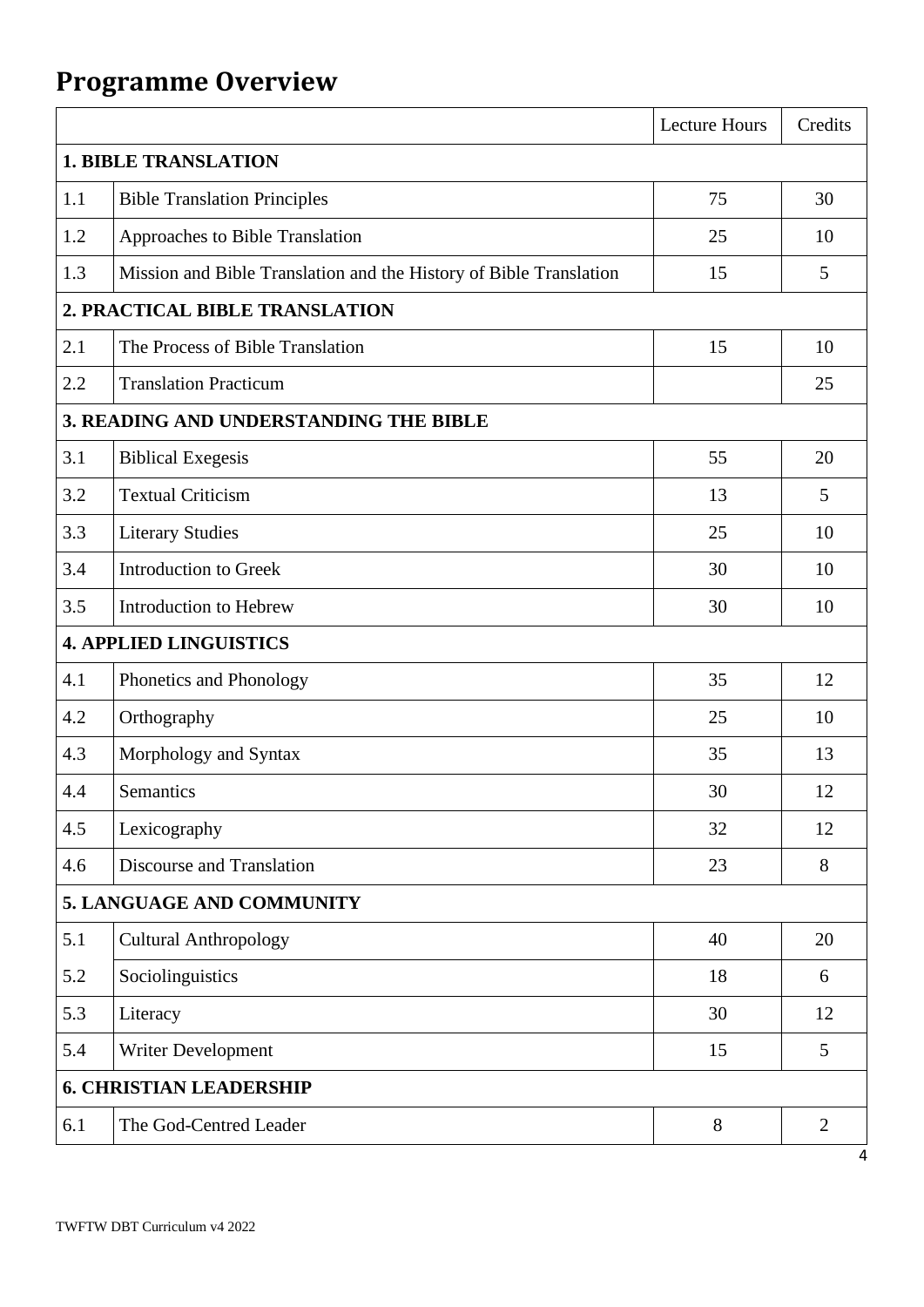# Programme Overview

| | | Lecture Hours | Credits |
|---|---|---|---|
| **1. BIBLE TRANSLATION** | | | |
| 1.1 | Bible Translation Principles | 75 | 30 |
| 1.2 | Approaches to Bible Translation | 25 | 10 |
| 1.3 | Mission and Bible Translation and the History of Bible Translation | 15 | 5 |
| **2. PRACTICAL BIBLE TRANSLATION** | | | |
| 2.1 | The Process of Bible Translation | 15 | 10 |
| 2.2 | Translation Practicum | | 25 |
| **3. READING AND UNDERSTANDING THE BIBLE** | | | |
| 3.1 | Biblical Exegesis | 55 | 20 |
| 3.2 | Textual Criticism | 13 | 5 |
| 3.3 | Literary Studies | 25 | 10 |
| 3.4 | Introduction to Greek | 30 | 10 |
| 3.5 | Introduction to Hebrew | 30 | 10 |
| **4. APPLIED LINGUISTICS** | | | |
| 4.1 | Phonetics and Phonology | 35 | 12 |
| 4.2 | Orthography | 25 | 10 |
| 4.3 | Morphology and Syntax | 35 | 13 |
| 4.4 | Semantics | 30 | 12 |
| 4.5 | Lexicography | 32 | 12 |
| 4.6 | Discourse and Translation | 23 | 8 |
| **5. LANGUAGE AND COMMUNITY** | | | |
| 5.1 | Cultural Anthropology | 40 | 20 |
| 5.2 | Sociolinguistics | 18 | 6 |
| 5.3 | Literacy | 30 | 12 |
| 5.4 | Writer Development | 15 | 5 |
| **6. CHRISTIAN LEADERSHIP** | | | |
| 6.1 | The God-Centred Leader | 8 | 2 |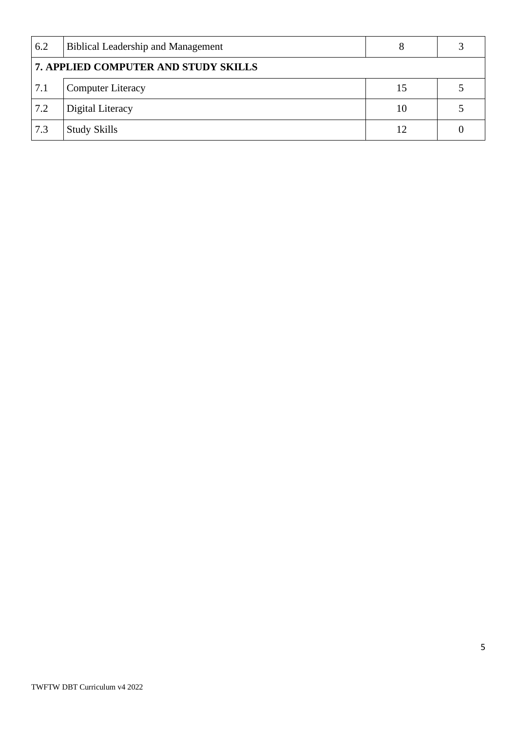| | | | |
|---|---|---|---|
| 6.2 | Biblical Leadership and Management | 8 | 3 |
| **7. APPLIED COMPUTER AND STUDY SKILLS** | | | |
| 7.1 | Computer Literacy | 15 | 5 |
| 7.2 | Digital Literacy | 10 | 5 |
| 7.3 | Study Skills | 12 | 0 |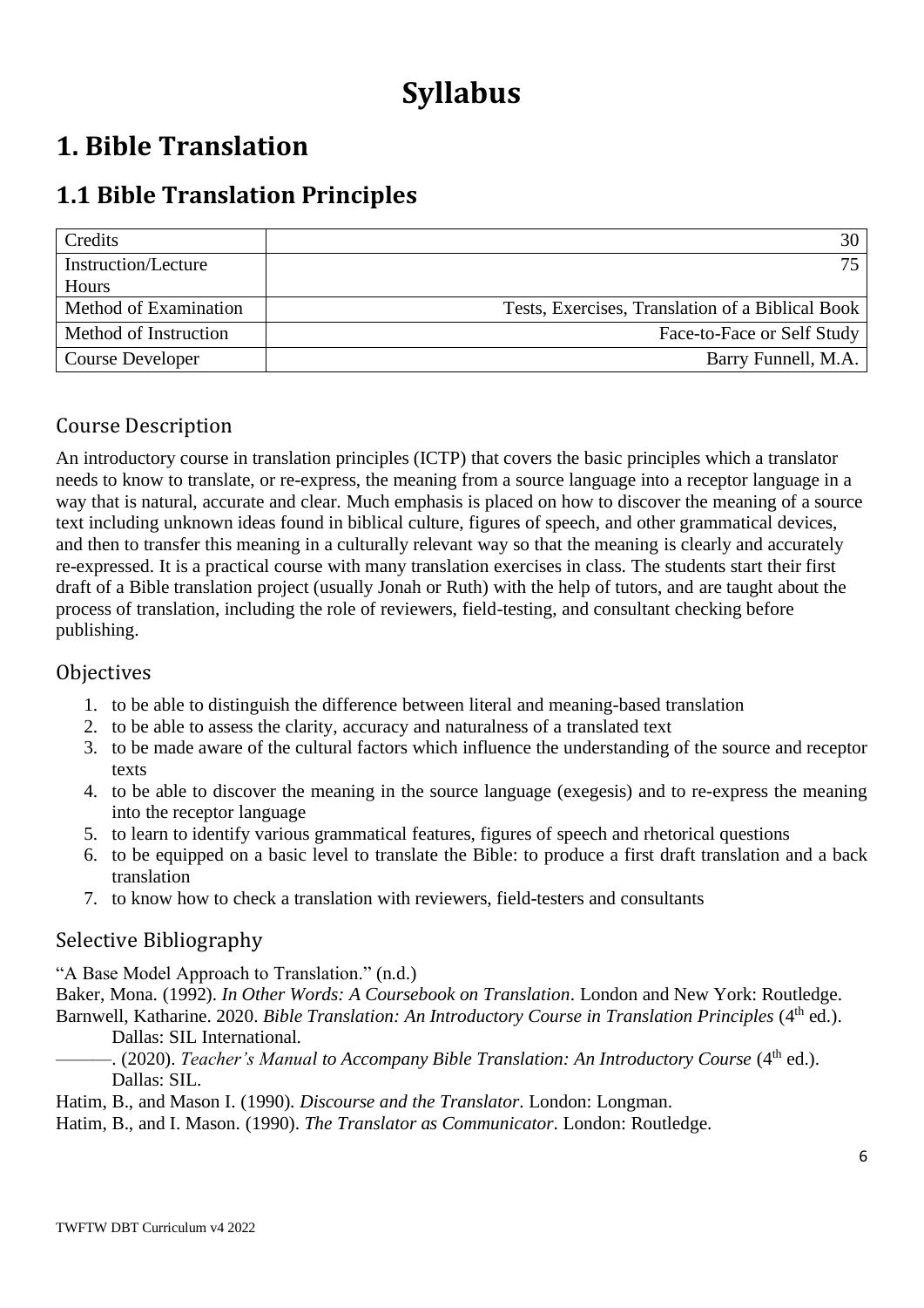# Syllabus

# 1. Bible Translation

## 1.1 Bible Translation Principles

| | |
|---|---|
| Credits | 30 |
| Instruction/Lecture Hours | 75 |
| Method of Examination | Tests, Exercises, Translation of a Biblical Book |
| Method of Instruction | Face-to-Face or Self Study |
| Course Developer | Barry Funnell, M.A. |

### Course Description

An introductory course in translation principles (ICTP) that covers the basic principles which a translator needs to know to translate, or re-express, the meaning from a source language into a receptor language in a way that is natural, accurate and clear. Much emphasis is placed on how to discover the meaning of a source text including unknown ideas found in biblical culture, figures of speech, and other grammatical devices, and then to transfer this meaning in a culturally relevant way so that the meaning is clearly and accurately re-expressed. It is a practical course with many translation exercises in class. The students start their first draft of a Bible translation project (usually Jonah or Ruth) with the help of tutors, and are taught about the process of translation, including the role of reviewers, field-testing, and consultant checking before publishing.

### Objectives

1. to be able to distinguish the difference between literal and meaning-based translation
2. to be able to assess the clarity, accuracy and naturalness of a translated text
3. to be made aware of the cultural factors which influence the understanding of the source and receptor texts
4. to be able to discover the meaning in the source language (exegesis) and to re-express the meaning into the receptor language
5. to learn to identify various grammatical features, figures of speech and rhetorical questions
6. to be equipped on a basic level to translate the Bible: to produce a first draft translation and a back translation
7. to know how to check a translation with reviewers, field-testers and consultants

### Selective Bibliography

"A Base Model Approach to Translation." (n.d.)

Baker, Mona. (1992). *In Other Words: A Coursebook on Translation*. London and New York: Routledge.

Barnwell, Katharine. 2020. *Bible Translation: An Introductory Course in Translation Principles* (4th ed.). Dallas: SIL International.

———. (2020). *Teacher's Manual to Accompany Bible Translation: An Introductory Course* (4th ed.). Dallas: SIL.

Hatim, B., and Mason I. (1990). *Discourse and the Translator*. London: Longman.

Hatim, B., and I. Mason. (1990). *The Translator as Communicator*. London: Routledge.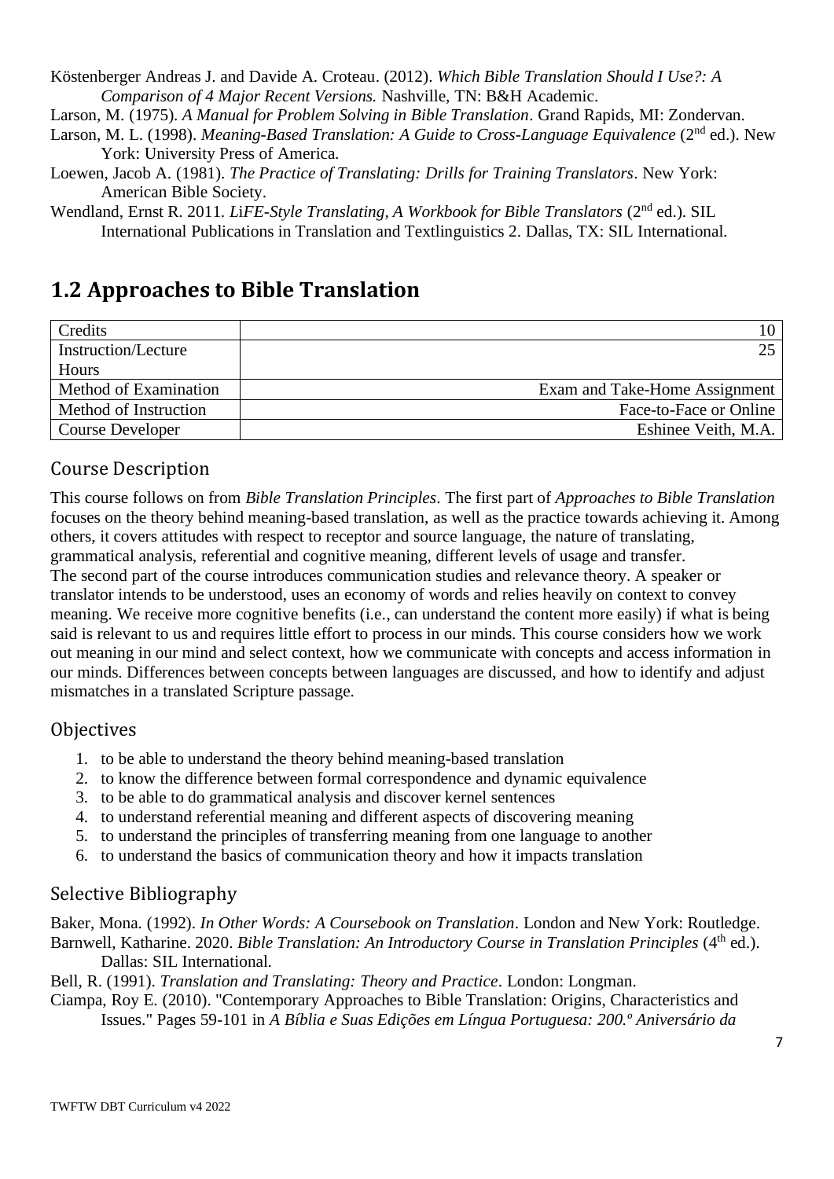Köstenberger Andreas J. and Davide A. Croteau. (2012). *Which Bible Translation Should I Use?: A Comparison of 4 Major Recent Versions.* Nashville, TN: B&H Academic.

Larson, M. (1975). *A Manual for Problem Solving in Bible Translation*. Grand Rapids, MI: Zondervan.

Larson, M. L. (1998). *Meaning-Based Translation: A Guide to Cross-Language Equivalence* (2nd ed.). New York: University Press of America.

Loewen, Jacob A. (1981). *The Practice of Translating: Drills for Training Translators*. New York: American Bible Society.

Wendland, Ernst R. 2011. *LiFE-Style Translating, A Workbook for Bible Translators* (2nd ed.). SIL International Publications in Translation and Textlinguistics 2. Dallas, TX: SIL International.

## 1.2 Approaches to Bible Translation

| | |
|---|---|
| Credits | 10 |
| Instruction/Lecture Hours | 25 |
| Method of Examination | Exam and Take-Home Assignment |
| Method of Instruction | Face-to-Face or Online |
| Course Developer | Eshinee Veith, M.A. |

### Course Description

This course follows on from *Bible Translation Principles*. The first part of *Approaches to Bible Translation* focuses on the theory behind meaning-based translation, as well as the practice towards achieving it. Among others, it covers attitudes with respect to receptor and source language, the nature of translating, grammatical analysis, referential and cognitive meaning, different levels of usage and transfer.
The second part of the course introduces communication studies and relevance theory. A speaker or translator intends to be understood, uses an economy of words and relies heavily on context to convey meaning. We receive more cognitive benefits (i.e., can understand the content more easily) if what is being said is relevant to us and requires little effort to process in our minds. This course considers how we work out meaning in our mind and select context, how we communicate with concepts and access information in our minds. Differences between concepts between languages are discussed, and how to identify and adjust mismatches in a translated Scripture passage.

### Objectives

1. to be able to understand the theory behind meaning-based translation
2. to know the difference between formal correspondence and dynamic equivalence
3. to be able to do grammatical analysis and discover kernel sentences
4. to understand referential meaning and different aspects of discovering meaning
5. to understand the principles of transferring meaning from one language to another
6. to understand the basics of communication theory and how it impacts translation

### Selective Bibliography

Baker, Mona. (1992). *In Other Words: A Coursebook on Translation*. London and New York: Routledge.

Barnwell, Katharine. 2020. *Bible Translation: An Introductory Course in Translation Principles* (4th ed.). Dallas: SIL International.

Bell, R. (1991). *Translation and Translating: Theory and Practice*. London: Longman.

Ciampa, Roy E. (2010). "Contemporary Approaches to Bible Translation: Origins, Characteristics and Issues." Pages 59-101 in *A Bíblia e Suas Edições em Língua Portuguesa: 200.º Aniversário da*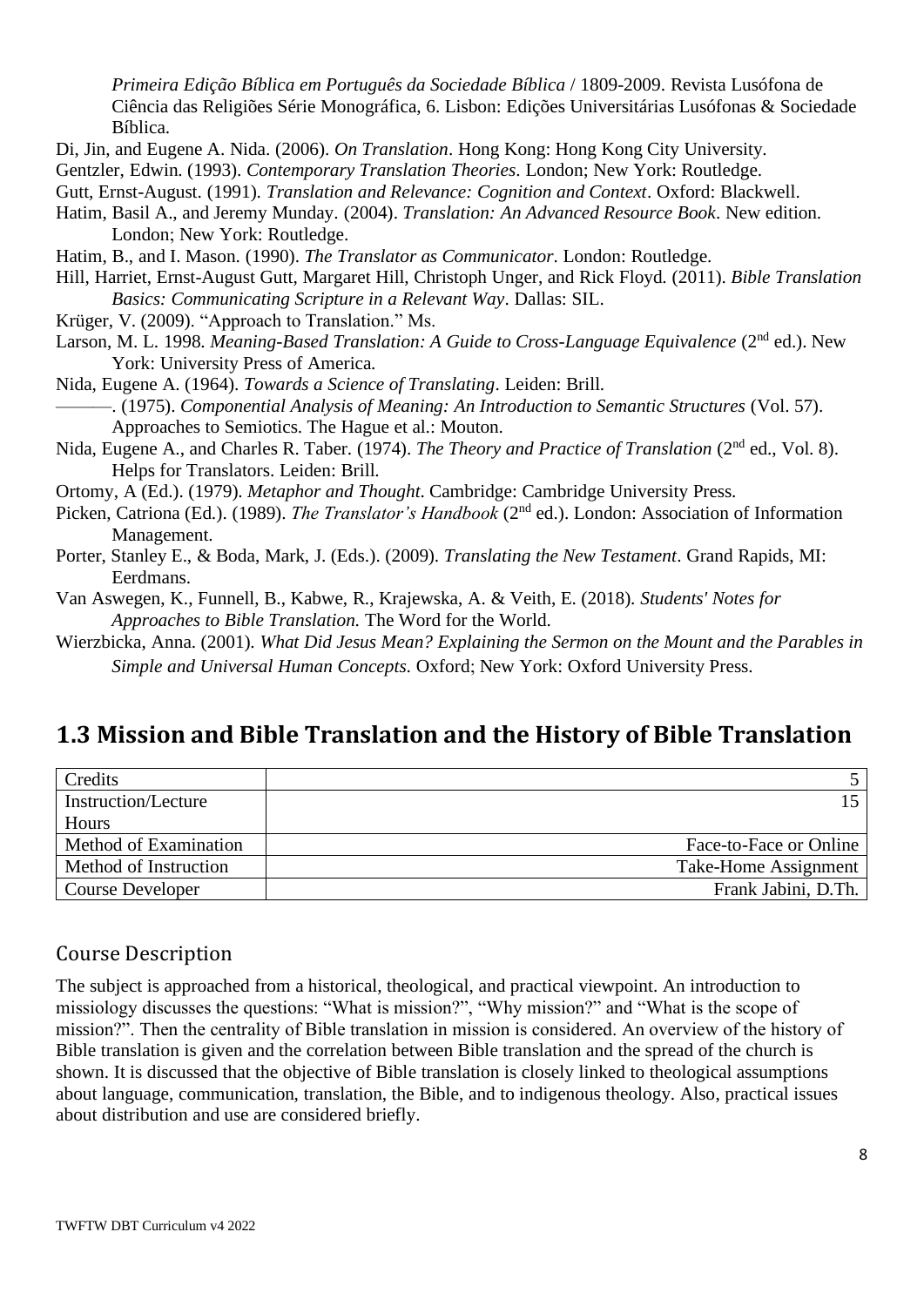*Primeira Edição Bíblica em Português da Sociedade Bíblica* / 1809-2009. Revista Lusófona de Ciência das Religiões Série Monográfica, 6. Lisbon: Edições Universitárias Lusófonas & Sociedade Bíblica.

Di, Jin, and Eugene A. Nida. (2006). *On Translation*. Hong Kong: Hong Kong City University.

Gentzler, Edwin. (1993). *Contemporary Translation Theories*. London; New York: Routledge.

Gutt, Ernst-August. (1991). *Translation and Relevance: Cognition and Context*. Oxford: Blackwell.

Hatim, Basil A., and Jeremy Munday. (2004). *Translation: An Advanced Resource Book*. New edition. London; New York: Routledge.

Hatim, B., and I. Mason. (1990). *The Translator as Communicator*. London: Routledge.

Hill, Harriet, Ernst-August Gutt, Margaret Hill, Christoph Unger, and Rick Floyd. (2011). *Bible Translation Basics: Communicating Scripture in a Relevant Way*. Dallas: SIL.

Krüger, V. (2009). "Approach to Translation." Ms.

Larson, M. L. 1998. *Meaning-Based Translation: A Guide to Cross-Language Equivalence* (2nd ed.). New York: University Press of America.

Nida, Eugene A. (1964). *Towards a Science of Translating*. Leiden: Brill.

———. (1975). *Componential Analysis of Meaning: An Introduction to Semantic Structures* (Vol. 57). Approaches to Semiotics. The Hague et al.: Mouton.

Nida, Eugene A., and Charles R. Taber. (1974). *The Theory and Practice of Translation* (2nd ed., Vol. 8). Helps for Translators. Leiden: Brill.

Ortomy, A (Ed.). (1979). *Metaphor and Thought*. Cambridge: Cambridge University Press.

Picken, Catriona (Ed.). (1989). *The Translator's Handbook* (2nd ed.). London: Association of Information Management.

Porter, Stanley E., & Boda, Mark, J. (Eds.). (2009). *Translating the New Testament*. Grand Rapids, MI: Eerdmans.

Van Aswegen, K., Funnell, B., Kabwe, R., Krajewska, A. & Veith, E. (2018). *Students' Notes for Approaches to Bible Translation.* The Word for the World.

Wierzbicka, Anna. (2001). *What Did Jesus Mean? Explaining the Sermon on the Mount and the Parables in Simple and Universal Human Concepts*. Oxford; New York: Oxford University Press.

## 1.3 Mission and Bible Translation and the History of Bible Translation

| | |
|---|---|
| Credits | 5 |
| Instruction/Lecture Hours | 15 |
| Method of Examination | Face-to-Face or Online |
| Method of Instruction | Take-Home Assignment |
| Course Developer | Frank Jabini, D.Th. |

### Course Description

The subject is approached from a historical, theological, and practical viewpoint. An introduction to missiology discusses the questions: "What is mission?", "Why mission?" and "What is the scope of mission?". Then the centrality of Bible translation in mission is considered. An overview of the history of Bible translation is given and the correlation between Bible translation and the spread of the church is shown. It is discussed that the objective of Bible translation is closely linked to theological assumptions about language, communication, translation, the Bible, and to indigenous theology. Also, practical issues about distribution and use are considered briefly.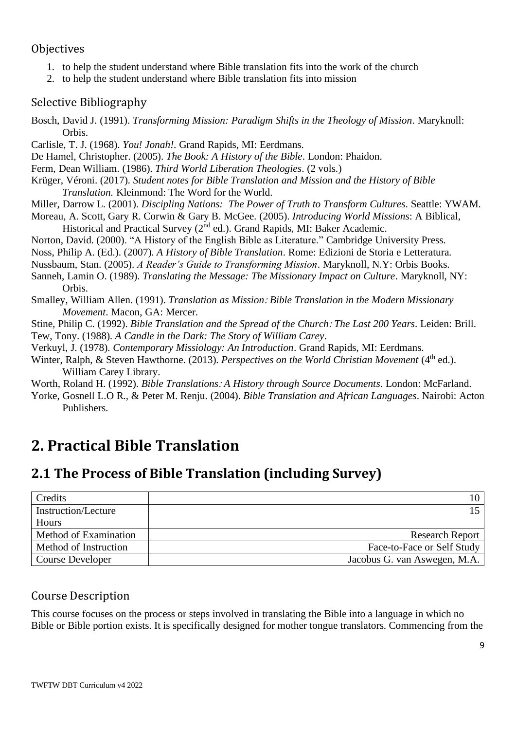### Objectives

1. to help the student understand where Bible translation fits into the work of the church
2. to help the student understand where Bible translation fits into mission

### Selective Bibliography

Bosch, David J. (1991). *Transforming Mission: Paradigm Shifts in the Theology of Mission*. Maryknoll: Orbis.

Carlisle, T. J. (1968). *You! Jonah!*. Grand Rapids, MI: Eerdmans.

De Hamel, Christopher. (2005). *The Book: A History of the Bible*. London: Phaidon.

Ferm, Dean William. (1986). *Third World Liberation Theologies*. (2 vols.)

Krüger, Véroni. (2017). *Student notes for Bible Translation and Mission and the History of Bible Translation.* Kleinmond: The Word for the World.

Miller, Darrow L. (2001). *Discipling Nations: The Power of Truth to Transform Cultures*. Seattle: YWAM.

Moreau, A. Scott, Gary R. Corwin & Gary B. McGee. (2005). *Introducing World Missions*: A Biblical, Historical and Practical Survey (2nd ed.). Grand Rapids, MI: Baker Academic.

Norton, David. (2000). "A History of the English Bible as Literature." Cambridge University Press.

Noss, Philip A. (Ed.). (2007). *A History of Bible Translation*. Rome: Edizioni de Storia e Letteratura.

Nussbaum, Stan. (2005). *A Reader's Guide to Transforming Mission*. Maryknoll, N.Y: Orbis Books.

Sanneh, Lamin O. (1989). *Translating the Message: The Missionary Impact on Culture*. Maryknoll, NY: Orbis.

Smalley, William Allen. (1991). *Translation as Mission: Bible Translation in the Modern Missionary Movement*. Macon, GA: Mercer.

Stine, Philip C. (1992). *Bible Translation and the Spread of the Church: The Last 200 Years*. Leiden: Brill.

Tew, Tony. (1988). *A Candle in the Dark: The Story of William Carey*.

Verkuyl, J. (1978). *Contemporary Missiology: An Introduction*. Grand Rapids, MI: Eerdmans.

Winter, Ralph, & Steven Hawthorne. (2013). *Perspectives on the World Christian Movement* (4th ed.). William Carey Library.

Worth, Roland H. (1992). *Bible Translations: A History through Source Documents*. London: McFarland.

Yorke, Gosnell L.O R., & Peter M. Renju. (2004). *Bible Translation and African Languages*. Nairobi: Acton Publishers.

# 2. Practical Bible Translation

## 2.1 The Process of Bible Translation (including Survey)

| | |
|---|---|
| Credits | 10 |
| Instruction/Lecture Hours | 15 |
| Method of Examination | Research Report |
| Method of Instruction | Face-to-Face or Self Study |
| Course Developer | Jacobus G. van Aswegen, M.A. |

### Course Description

This course focuses on the process or steps involved in translating the Bible into a language in which no Bible or Bible portion exists. It is specifically designed for mother tongue translators. Commencing from the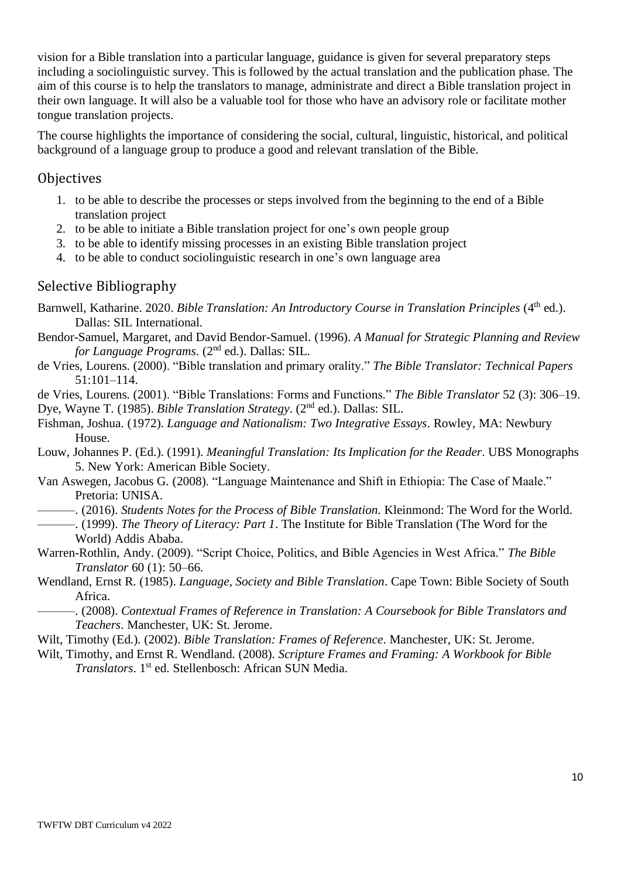vision for a Bible translation into a particular language, guidance is given for several preparatory steps including a sociolinguistic survey. This is followed by the actual translation and the publication phase. The aim of this course is to help the translators to manage, administrate and direct a Bible translation project in their own language. It will also be a valuable tool for those who have an advisory role or facilitate mother tongue translation projects.

The course highlights the importance of considering the social, cultural, linguistic, historical, and political background of a language group to produce a good and relevant translation of the Bible.

## Objectives

1. to be able to describe the processes or steps involved from the beginning to the end of a Bible translation project
2. to be able to initiate a Bible translation project for one's own people group
3. to be able to identify missing processes in an existing Bible translation project
4. to be able to conduct sociolinguistic research in one's own language area

## Selective Bibliography

Barnwell, Katharine. 2020. *Bible Translation: An Introductory Course in Translation Principles* (4th ed.). Dallas: SIL International.

Bendor-Samuel, Margaret, and David Bendor-Samuel. (1996). *A Manual for Strategic Planning and Review for Language Programs*. (2nd ed.). Dallas: SIL.

de Vries, Lourens. (2000). "Bible translation and primary orality." *The Bible Translator: Technical Papers* 51:101–114.

de Vries, Lourens. (2001). "Bible Translations: Forms and Functions." *The Bible Translator* 52 (3): 306–19.

Dye, Wayne T. (1985). *Bible Translation Strategy*. (2nd ed.). Dallas: SIL.

Fishman, Joshua. (1972). *Language and Nationalism: Two Integrative Essays*. Rowley, MA: Newbury House.

Louw, Johannes P. (Ed.). (1991). *Meaningful Translation: Its Implication for the Reader*. UBS Monographs 5. New York: American Bible Society.

Van Aswegen, Jacobus G. (2008). "Language Maintenance and Shift in Ethiopia: The Case of Maale." Pretoria: UNISA.

———. (2016). *Students Notes for the Process of Bible Translation.* Kleinmond: The Word for the World.

———. (1999). *The Theory of Literacy: Part 1*. The Institute for Bible Translation (The Word for the World) Addis Ababa.

Warren-Rothlin, Andy. (2009). "Script Choice, Politics, and Bible Agencies in West Africa." *The Bible Translator* 60 (1): 50–66.

Wendland, Ernst R. (1985). *Language, Society and Bible Translation*. Cape Town: Bible Society of South Africa.

———. (2008). *Contextual Frames of Reference in Translation: A Coursebook for Bible Translators and Teachers*. Manchester, UK: St. Jerome.

Wilt, Timothy (Ed.). (2002). *Bible Translation: Frames of Reference*. Manchester, UK: St. Jerome.

Wilt, Timothy, and Ernst R. Wendland. (2008). *Scripture Frames and Framing: A Workbook for Bible Translators*. 1st ed. Stellenbosch: African SUN Media.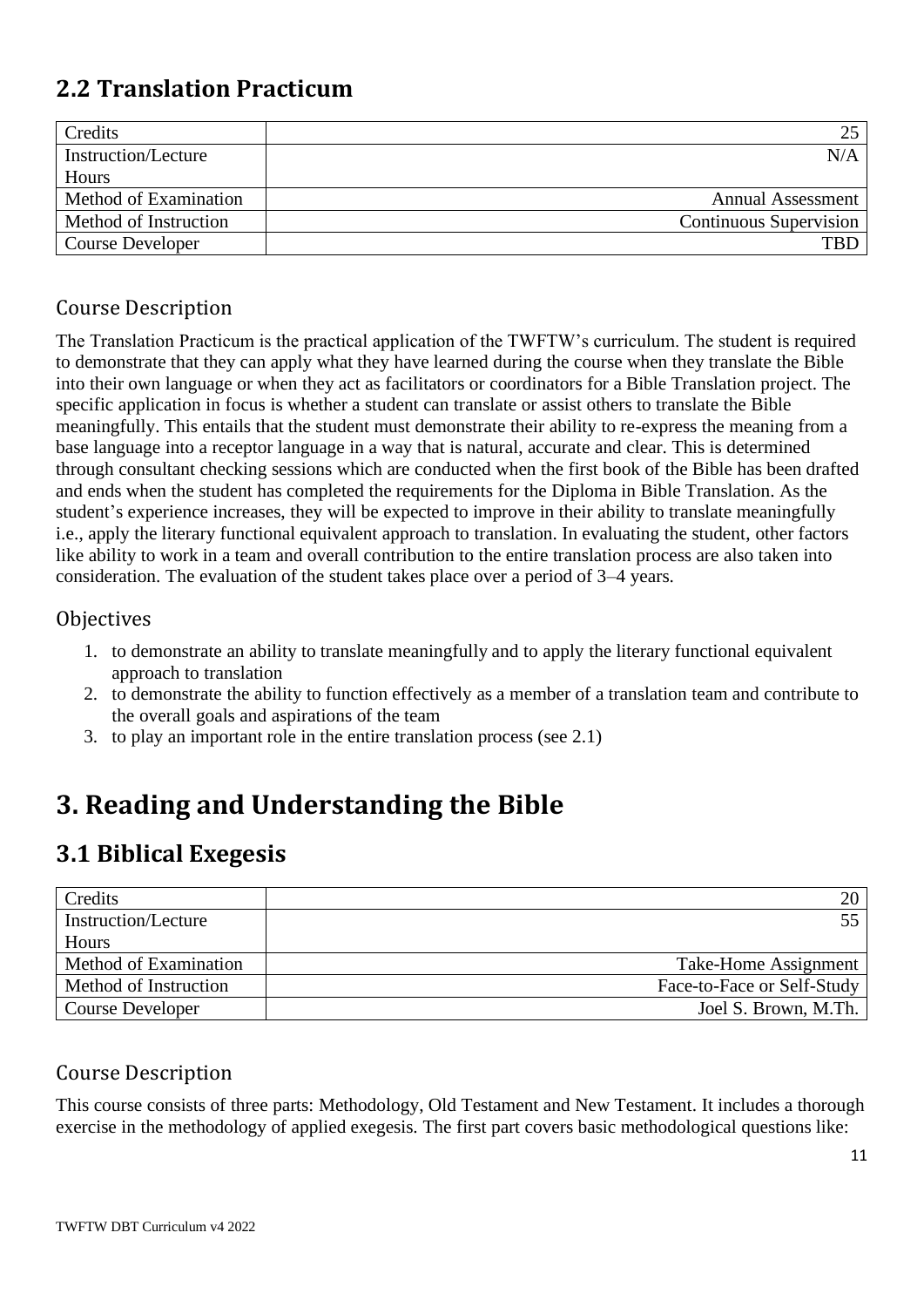## 2.2 Translation Practicum

| | |
|---|---|
| Credits | 25 |
| Instruction/Lecture Hours | N/A |
| Method of Examination | Annual Assessment |
| Method of Instruction | Continuous Supervision |
| Course Developer | TBD |

### Course Description

The Translation Practicum is the practical application of the TWFTW's curriculum. The student is required to demonstrate that they can apply what they have learned during the course when they translate the Bible into their own language or when they act as facilitators or coordinators for a Bible Translation project. The specific application in focus is whether a student can translate or assist others to translate the Bible meaningfully. This entails that the student must demonstrate their ability to re-express the meaning from a base language into a receptor language in a way that is natural, accurate and clear. This is determined through consultant checking sessions which are conducted when the first book of the Bible has been drafted and ends when the student has completed the requirements for the Diploma in Bible Translation. As the student's experience increases, they will be expected to improve in their ability to translate meaningfully i.e., apply the literary functional equivalent approach to translation. In evaluating the student, other factors like ability to work in a team and overall contribution to the entire translation process are also taken into consideration. The evaluation of the student takes place over a period of 3–4 years.

### Objectives

1. to demonstrate an ability to translate meaningfully and to apply the literary functional equivalent approach to translation
2. to demonstrate the ability to function effectively as a member of a translation team and contribute to the overall goals and aspirations of the team
3. to play an important role in the entire translation process (see 2.1)

# 3. Reading and Understanding the Bible

## 3.1 Biblical Exegesis

| | |
|---|---|
| Credits | 20 |
| Instruction/Lecture Hours | 55 |
| Method of Examination | Take-Home Assignment |
| Method of Instruction | Face-to-Face or Self-Study |
| Course Developer | Joel S. Brown, M.Th. |

### Course Description

This course consists of three parts: Methodology, Old Testament and New Testament. It includes a thorough exercise in the methodology of applied exegesis. The first part covers basic methodological questions like: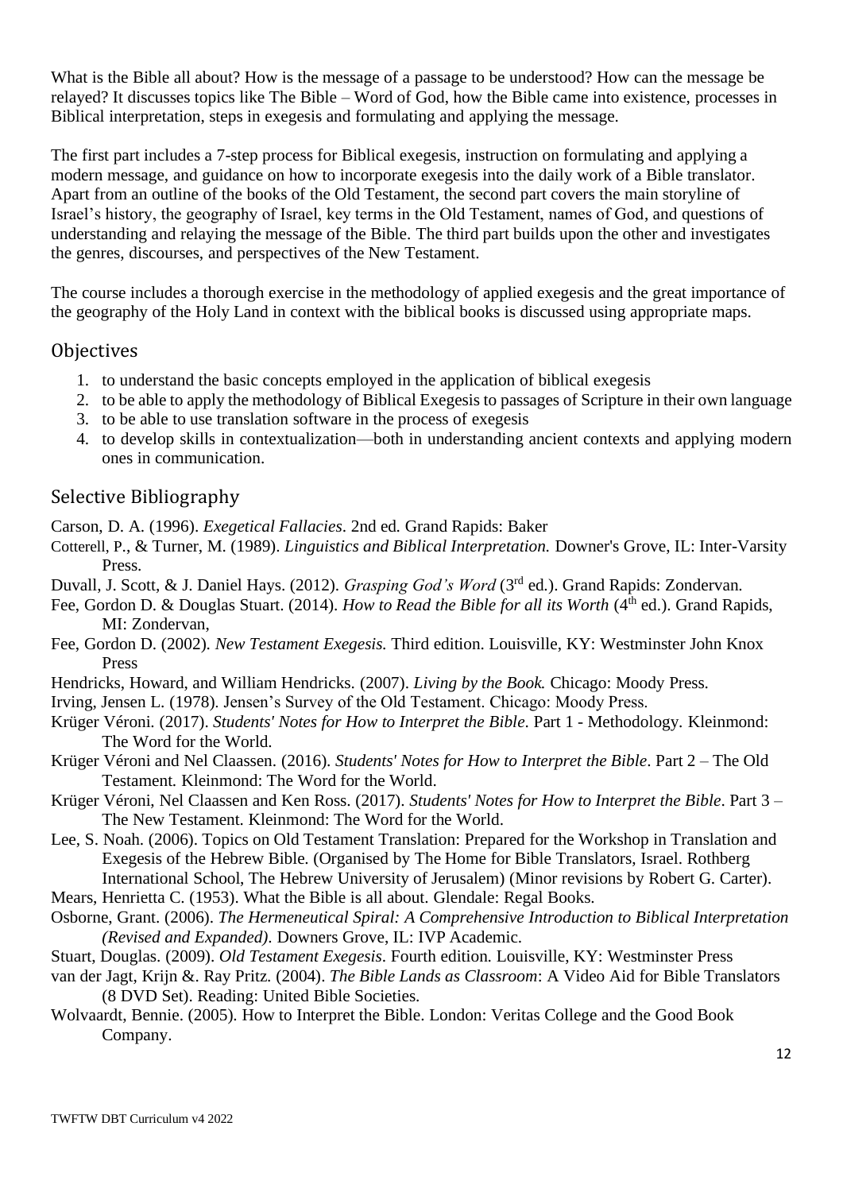What is the Bible all about? How is the message of a passage to be understood? How can the message be relayed? It discusses topics like The Bible – Word of God, how the Bible came into existence, processes in Biblical interpretation, steps in exegesis and formulating and applying the message.

The first part includes a 7-step process for Biblical exegesis, instruction on formulating and applying a modern message, and guidance on how to incorporate exegesis into the daily work of a Bible translator. Apart from an outline of the books of the Old Testament, the second part covers the main storyline of Israel's history, the geography of Israel, key terms in the Old Testament, names of God, and questions of understanding and relaying the message of the Bible. The third part builds upon the other and investigates the genres, discourses, and perspectives of the New Testament.

The course includes a thorough exercise in the methodology of applied exegesis and the great importance of the geography of the Holy Land in context with the biblical books is discussed using appropriate maps.

## Objectives

1. to understand the basic concepts employed in the application of biblical exegesis
2. to be able to apply the methodology of Biblical Exegesis to passages of Scripture in their own language
3. to be able to use translation software in the process of exegesis
4. to develop skills in contextualization—both in understanding ancient contexts and applying modern ones in communication.

## Selective Bibliography

Carson, D. A. (1996). *Exegetical Fallacies*. 2nd ed. Grand Rapids: Baker

Cotterell, P., & Turner, M. (1989). *Linguistics and Biblical Interpretation.* Downer's Grove, IL: Inter-Varsity Press.

Duvall, J. Scott, & J. Daniel Hays. (2012). *Grasping God's Word* (3rd ed.). Grand Rapids: Zondervan.

Fee, Gordon D. & Douglas Stuart. (2014). *How to Read the Bible for all its Worth* (4th ed.). Grand Rapids, MI: Zondervan,

Fee, Gordon D. (2002). *New Testament Exegesis.* Third edition. Louisville, KY: Westminster John Knox Press

Hendricks, Howard, and William Hendricks. (2007). *Living by the Book.* Chicago: Moody Press.

Irving, Jensen L. (1978). Jensen's Survey of the Old Testament. Chicago: Moody Press.

Krüger Véroni. (2017). *Students' Notes for How to Interpret the Bible*. Part 1 - Methodology. Kleinmond: The Word for the World.

Krüger Véroni and Nel Claassen. (2016). *Students' Notes for How to Interpret the Bible*. Part 2 – The Old Testament. Kleinmond: The Word for the World.

Krüger Véroni, Nel Claassen and Ken Ross. (2017). *Students' Notes for How to Interpret the Bible*. Part 3 – The New Testament. Kleinmond: The Word for the World.

Lee, S. Noah. (2006). Topics on Old Testament Translation: Prepared for the Workshop in Translation and Exegesis of the Hebrew Bible. (Organised by The Home for Bible Translators, Israel. Rothberg International School, The Hebrew University of Jerusalem) (Minor revisions by Robert G. Carter).

Mears, Henrietta C. (1953). What the Bible is all about. Glendale: Regal Books.

Osborne, Grant. (2006). *The Hermeneutical Spiral: A Comprehensive Introduction to Biblical Interpretation (Revised and Expanded)*. Downers Grove, IL: IVP Academic.

Stuart, Douglas. (2009). *Old Testament Exegesis*. Fourth edition. Louisville, KY: Westminster Press

van der Jagt, Krijn &. Ray Pritz. (2004). *The Bible Lands as Classroom*: A Video Aid for Bible Translators (8 DVD Set). Reading: United Bible Societies.

Wolvaardt, Bennie. (2005). How to Interpret the Bible. London: Veritas College and the Good Book Company.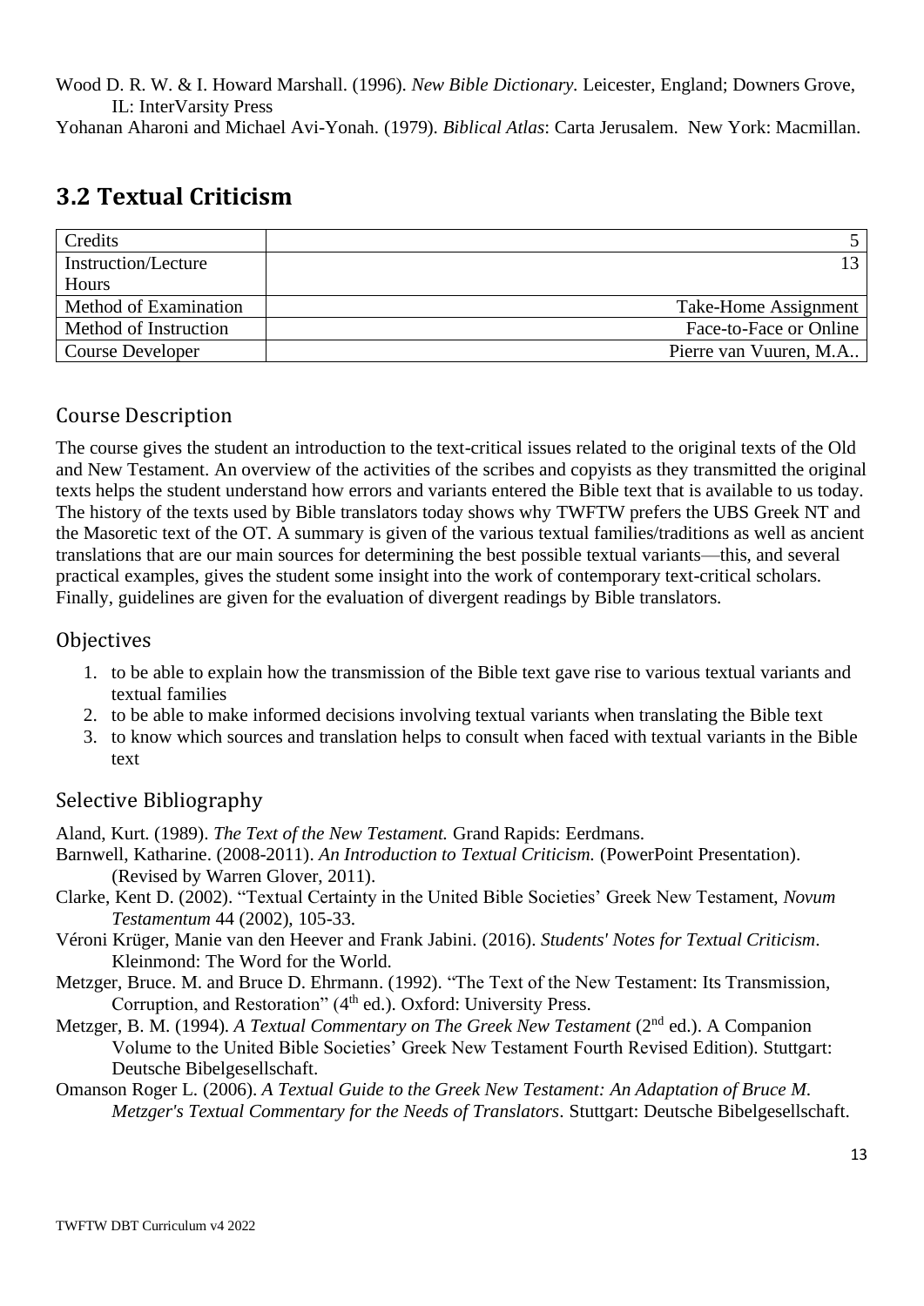Wood D. R. W. & I. Howard Marshall. (1996). *New Bible Dictionary.* Leicester, England; Downers Grove, IL: InterVarsity Press

Yohanan Aharoni and Michael Avi-Yonah. (1979). *Biblical Atlas*: Carta Jerusalem. New York: Macmillan.

## 3.2 Textual Criticism

| | |
|---|---|
| Credits | 5 |
| Instruction/Lecture Hours | 13 |
| Method of Examination | Take-Home Assignment |
| Method of Instruction | Face-to-Face or Online |
| Course Developer | Pierre van Vuuren, M.A.. |

### Course Description

The course gives the student an introduction to the text-critical issues related to the original texts of the Old and New Testament. An overview of the activities of the scribes and copyists as they transmitted the original texts helps the student understand how errors and variants entered the Bible text that is available to us today. The history of the texts used by Bible translators today shows why TWFTW prefers the UBS Greek NT and the Masoretic text of the OT. A summary is given of the various textual families/traditions as well as ancient translations that are our main sources for determining the best possible textual variants—this, and several practical examples, gives the student some insight into the work of contemporary text-critical scholars. Finally, guidelines are given for the evaluation of divergent readings by Bible translators.

### Objectives

1. to be able to explain how the transmission of the Bible text gave rise to various textual variants and textual families
2. to be able to make informed decisions involving textual variants when translating the Bible text
3. to know which sources and translation helps to consult when faced with textual variants in the Bible text

### Selective Bibliography

Aland, Kurt. (1989). *The Text of the New Testament.* Grand Rapids: Eerdmans.

Barnwell, Katharine. (2008-2011). *An Introduction to Textual Criticism.* (PowerPoint Presentation). (Revised by Warren Glover, 2011).

Clarke, Kent D. (2002). "Textual Certainty in the United Bible Societies' Greek New Testament, *Novum Testamentum* 44 (2002), 105-33.

Véroni Krüger, Manie van den Heever and Frank Jabini. (2016). *Students' Notes for Textual Criticism*. Kleinmond: The Word for the World.

Metzger, Bruce. M. and Bruce D. Ehrmann. (1992). "The Text of the New Testament: Its Transmission, Corruption, and Restoration" (4th ed.). Oxford: University Press.

Metzger, B. M. (1994). *A Textual Commentary on The Greek New Testament* (2nd ed.). A Companion Volume to the United Bible Societies' Greek New Testament Fourth Revised Edition). Stuttgart: Deutsche Bibelgesellschaft.

Omanson Roger L. (2006). *A Textual Guide to the Greek New Testament: An Adaptation of Bruce M. Metzger's Textual Commentary for the Needs of Translators*. Stuttgart: Deutsche Bibelgesellschaft.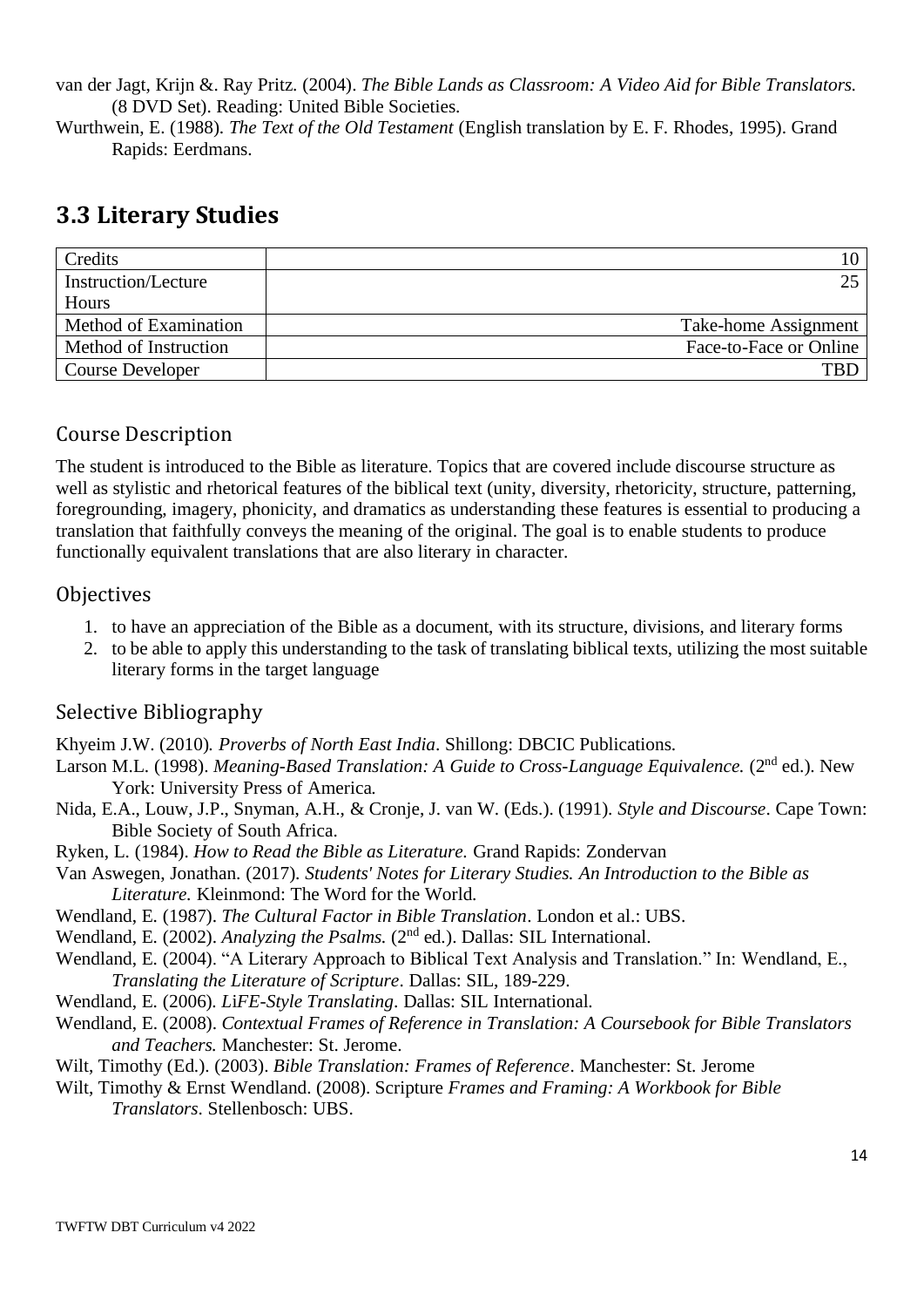van der Jagt, Krijn &. Ray Pritz. (2004). *The Bible Lands as Classroom: A Video Aid for Bible Translators.* (8 DVD Set). Reading: United Bible Societies.

Wurthwein, E. (1988). *The Text of the Old Testament* (English translation by E. F. Rhodes, 1995). Grand Rapids: Eerdmans.

## 3.3 Literary Studies

| | |
|---|---|
| Credits | 10 |
| Instruction/Lecture Hours | 25 |
| Method of Examination | Take-home Assignment |
| Method of Instruction | Face-to-Face or Online |
| Course Developer | TBD |

### Course Description

The student is introduced to the Bible as literature. Topics that are covered include discourse structure as well as stylistic and rhetorical features of the biblical text (unity, diversity, rhetoricity, structure, patterning, foregrounding, imagery, phonicity, and dramatics as understanding these features is essential to producing a translation that faithfully conveys the meaning of the original. The goal is to enable students to produce functionally equivalent translations that are also literary in character.

### Objectives

1. to have an appreciation of the Bible as a document, with its structure, divisions, and literary forms
2. to be able to apply this understanding to the task of translating biblical texts, utilizing the most suitable literary forms in the target language

### Selective Bibliography

Khyeim J.W. (2010). *Proverbs of North East India*. Shillong: DBCIC Publications.

Larson M.L. (1998). *Meaning-Based Translation: A Guide to Cross-Language Equivalence.* (2nd ed.). New York: University Press of America.

Nida, E.A., Louw, J.P., Snyman, A.H., & Cronje, J. van W. (Eds.). (1991). *Style and Discourse*. Cape Town: Bible Society of South Africa.

Ryken, L. (1984). *How to Read the Bible as Literature.* Grand Rapids: Zondervan

Van Aswegen, Jonathan. (2017). *Students' Notes for Literary Studies. An Introduction to the Bible as Literature.* Kleinmond: The Word for the World.

Wendland, E. (1987). *The Cultural Factor in Bible Translation*. London et al.: UBS.

Wendland, E. (2002). *Analyzing the Psalms.* (2nd ed.). Dallas: SIL International.

Wendland, E. (2004). "A Literary Approach to Biblical Text Analysis and Translation." In: Wendland, E., *Translating the Literature of Scripture*. Dallas: SIL, 189-229.

Wendland, E. (2006). *LiFE-Style Translating*. Dallas: SIL International.

Wendland, E. (2008). *Contextual Frames of Reference in Translation: A Coursebook for Bible Translators and Teachers.* Manchester: St. Jerome.

Wilt, Timothy (Ed.). (2003). *Bible Translation: Frames of Reference*. Manchester: St. Jerome

Wilt, Timothy & Ernst Wendland. (2008). Scripture *Frames and Framing: A Workbook for Bible Translators*. Stellenbosch: UBS.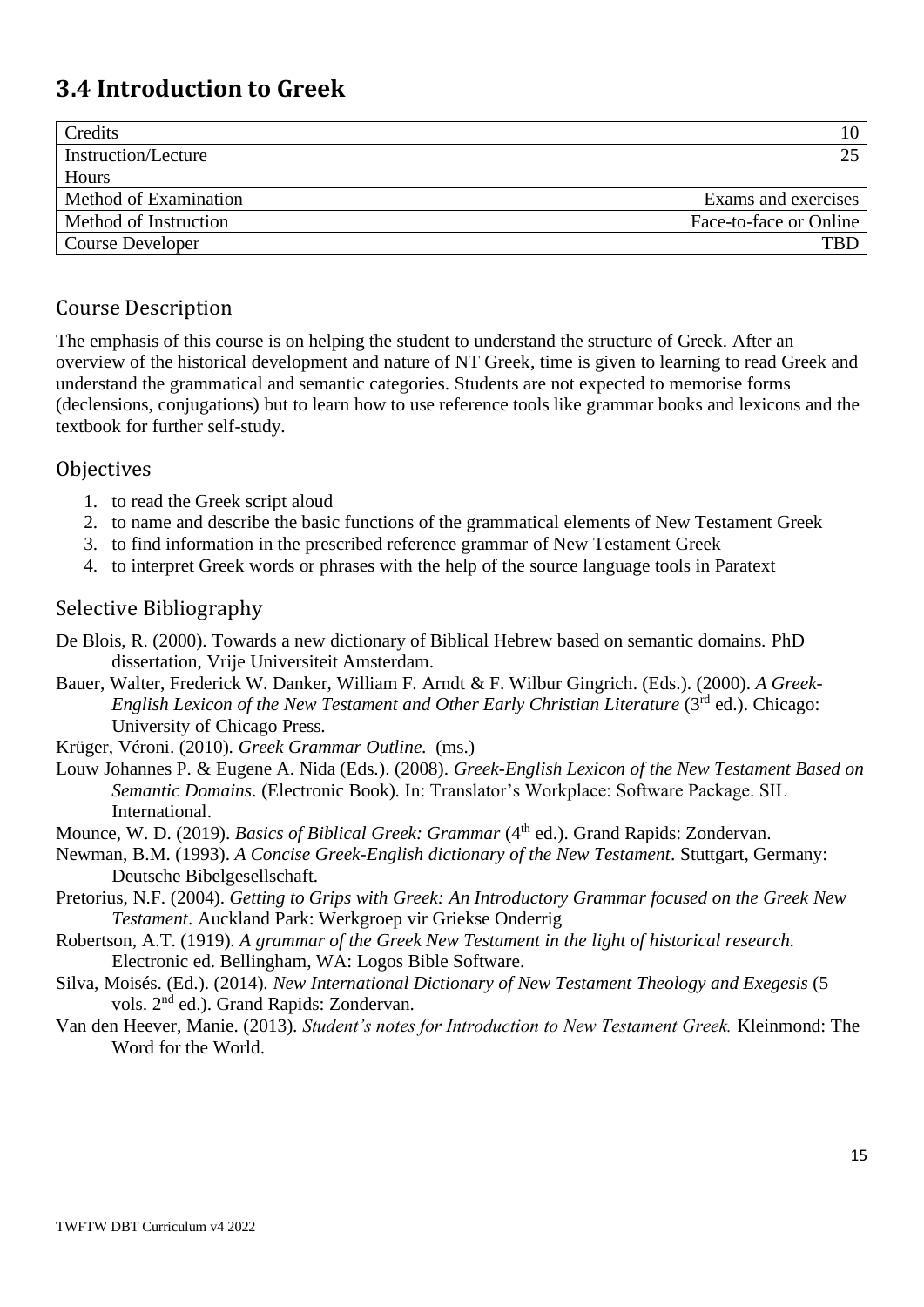## 3.4 Introduction to Greek

| | |
|---|---|
| Credits | 10 |
| Instruction/Lecture Hours | 25 |
| Method of Examination | Exams and exercises |
| Method of Instruction | Face-to-face or Online |
| Course Developer | TBD |

### Course Description

The emphasis of this course is on helping the student to understand the structure of Greek. After an overview of the historical development and nature of NT Greek, time is given to learning to read Greek and understand the grammatical and semantic categories. Students are not expected to memorise forms (declensions, conjugations) but to learn how to use reference tools like grammar books and lexicons and the textbook for further self-study.

### Objectives

1. to read the Greek script aloud
2. to name and describe the basic functions of the grammatical elements of New Testament Greek
3. to find information in the prescribed reference grammar of New Testament Greek
4. to interpret Greek words or phrases with the help of the source language tools in Paratext

### Selective Bibliography

De Blois, R. (2000). Towards a new dictionary of Biblical Hebrew based on semantic domains. PhD dissertation, Vrije Universiteit Amsterdam.

Bauer, Walter, Frederick W. Danker, William F. Arndt & F. Wilbur Gingrich. (Eds.). (2000). *A Greek-English Lexicon of the New Testament and Other Early Christian Literature* (3rd ed.). Chicago: University of Chicago Press.

Krüger, Véroni. (2010). *Greek Grammar Outline.* (ms.)

Louw Johannes P. & Eugene A. Nida (Eds.). (2008). *Greek-English Lexicon of the New Testament Based on Semantic Domains*. (Electronic Book). In: Translator's Workplace: Software Package. SIL International.

Mounce, W. D. (2019). *Basics of Biblical Greek: Grammar* (4th ed.). Grand Rapids: Zondervan.

Newman, B.M. (1993). *A Concise Greek-English dictionary of the New Testament*. Stuttgart, Germany: Deutsche Bibelgesellschaft.

Pretorius, N.F. (2004). *Getting to Grips with Greek: An Introductory Grammar focused on the Greek New Testament*. Auckland Park: Werkgroep vir Griekse Onderrig

Robertson, A.T. (1919). *A grammar of the Greek New Testament in the light of historical research.* Electronic ed. Bellingham, WA: Logos Bible Software.

Silva, Moisés. (Ed.). (2014). *New International Dictionary of New Testament Theology and Exegesis* (5 vols. 2nd ed.). Grand Rapids: Zondervan.

Van den Heever, Manie. (2013). *Student's notes for Introduction to New Testament Greek.* Kleinmond: The Word for the World.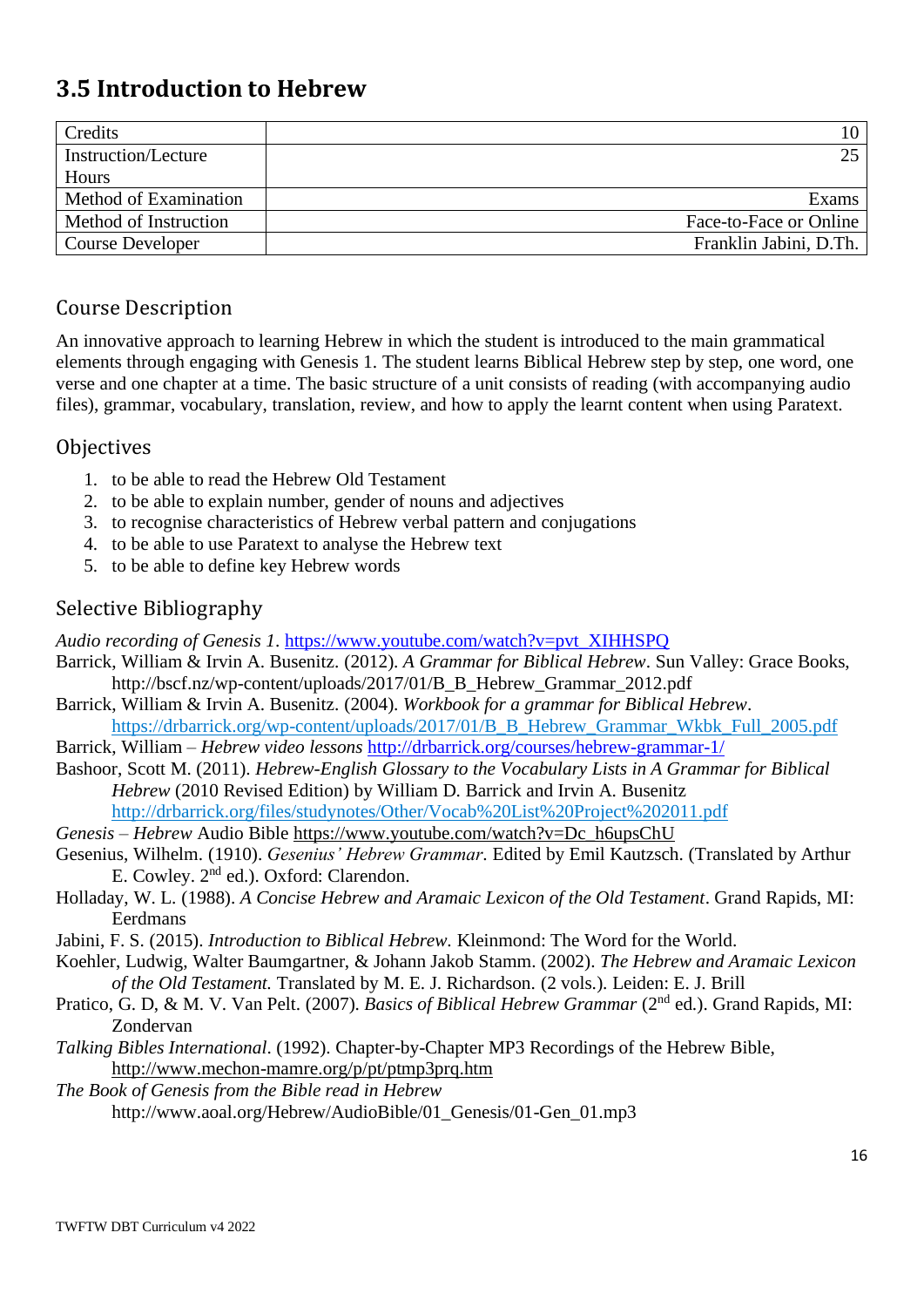## 3.5 Introduction to Hebrew

| | |
|---|---|
| Credits | 10 |
| Instruction/Lecture Hours | 25 |
| Method of Examination | Exams |
| Method of Instruction | Face-to-Face or Online |
| Course Developer | Franklin Jabini, D.Th. |

### Course Description

An innovative approach to learning Hebrew in which the student is introduced to the main grammatical elements through engaging with Genesis 1. The student learns Biblical Hebrew step by step, one word, one verse and one chapter at a time. The basic structure of a unit consists of reading (with accompanying audio files), grammar, vocabulary, translation, review, and how to apply the learnt content when using Paratext.

### Objectives

1. to be able to read the Hebrew Old Testament
2. to be able to explain number, gender of nouns and adjectives
3. to recognise characteristics of Hebrew verbal pattern and conjugations
4. to be able to use Paratext to analyse the Hebrew text
5. to be able to define key Hebrew words

### Selective Bibliography

*Audio recording of Genesis 1*. https://www.youtube.com/watch?v=pvt_XIHHSPQ

Barrick, William & Irvin A. Busenitz. (2012). *A Grammar for Biblical Hebrew*. Sun Valley: Grace Books, http://bscf.nz/wp-content/uploads/2017/01/B_B_Hebrew_Grammar_2012.pdf

Barrick, William & Irvin A. Busenitz. (2004). *Workbook for a grammar for Biblical Hebrew*. https://drbarrick.org/wp-content/uploads/2017/01/B_B_Hebrew_Grammar_Wkbk_Full_2005.pdf

Barrick, William – *Hebrew video lessons* http://drbarrick.org/courses/hebrew-grammar-1/

Bashoor, Scott M. (2011). *Hebrew-English Glossary to the Vocabulary Lists in A Grammar for Biblical Hebrew* (2010 Revised Edition) by William D. Barrick and Irvin A. Busenitz http://drbarrick.org/files/studynotes/Other/Vocab%20List%20Project%202011.pdf

*Genesis – Hebrew* Audio Bible https://www.youtube.com/watch?v=Dc_h6upsChU

Gesenius, Wilhelm. (1910). *Gesenius' Hebrew Grammar*. Edited by Emil Kautzsch. (Translated by Arthur E. Cowley. 2nd ed.). Oxford: Clarendon.

Holladay, W. L. (1988). *A Concise Hebrew and Aramaic Lexicon of the Old Testament*. Grand Rapids, MI: Eerdmans

Jabini, F. S. (2015). *Introduction to Biblical Hebrew*. Kleinmond: The Word for the World.

Koehler, Ludwig, Walter Baumgartner, & Johann Jakob Stamm. (2002). *The Hebrew and Aramaic Lexicon of the Old Testament.* Translated by M. E. J. Richardson. (2 vols.). Leiden: E. J. Brill

Pratico, G. D, & M. V. Van Pelt. (2007). *Basics of Biblical Hebrew Grammar* (2nd ed.). Grand Rapids, MI: Zondervan

*Talking Bibles International*. (1992). Chapter-by-Chapter MP3 Recordings of the Hebrew Bible, http://www.mechon-mamre.org/p/pt/ptmp3prq.htm

*The Book of Genesis from the Bible read in Hebrew* http://www.aoal.org/Hebrew/AudioBible/01_Genesis/01-Gen_01.mp3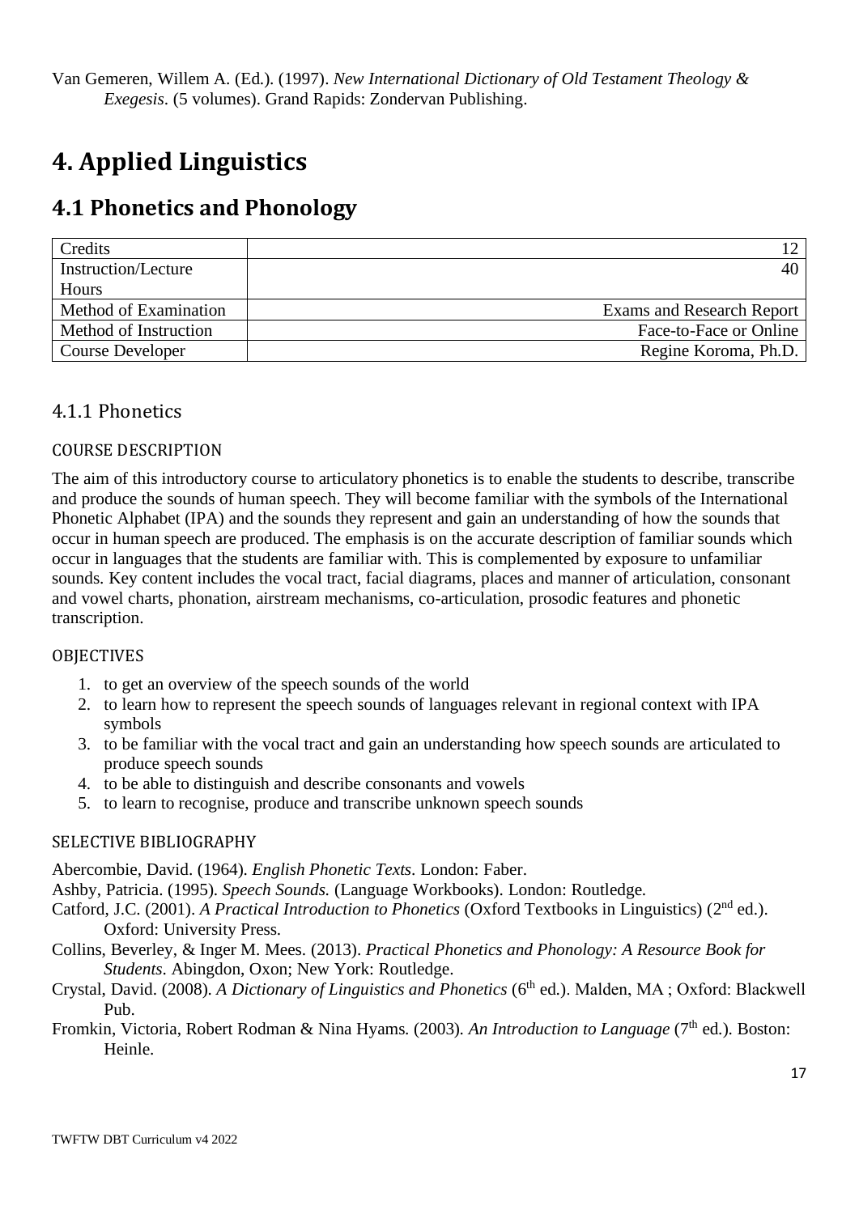Van Gemeren, Willem A. (Ed.). (1997). *New International Dictionary of Old Testament Theology & Exegesis*. (5 volumes). Grand Rapids: Zondervan Publishing.

# 4. Applied Linguistics

## 4.1 Phonetics and Phonology

| | |
|---|---|
| Credits | 12 |
| Instruction/Lecture Hours | 40 |
| Method of Examination | Exams and Research Report |
| Method of Instruction | Face-to-Face or Online |
| Course Developer | Regine Koroma, Ph.D. |

### 4.1.1 Phonetics

#### COURSE DESCRIPTION

The aim of this introductory course to articulatory phonetics is to enable the students to describe, transcribe and produce the sounds of human speech. They will become familiar with the symbols of the International Phonetic Alphabet (IPA) and the sounds they represent and gain an understanding of how the sounds that occur in human speech are produced. The emphasis is on the accurate description of familiar sounds which occur in languages that the students are familiar with. This is complemented by exposure to unfamiliar sounds. Key content includes the vocal tract, facial diagrams, places and manner of articulation, consonant and vowel charts, phonation, airstream mechanisms, co-articulation, prosodic features and phonetic transcription.

#### OBJECTIVES

1. to get an overview of the speech sounds of the world
2. to learn how to represent the speech sounds of languages relevant in regional context with IPA symbols
3. to be familiar with the vocal tract and gain an understanding how speech sounds are articulated to produce speech sounds
4. to be able to distinguish and describe consonants and vowels
5. to learn to recognise, produce and transcribe unknown speech sounds

#### SELECTIVE BIBLIOGRAPHY

Abercombie, David. (1964). *English Phonetic Texts*. London: Faber.

Ashby, Patricia. (1995). *Speech Sounds.* (Language Workbooks). London: Routledge.

Catford, J.C. (2001). *A Practical Introduction to Phonetics* (Oxford Textbooks in Linguistics) (2nd ed.). Oxford: University Press.

Collins, Beverley, & Inger M. Mees. (2013). *Practical Phonetics and Phonology: A Resource Book for Students*. Abingdon, Oxon; New York: Routledge.

Crystal, David. (2008). *A Dictionary of Linguistics and Phonetics* (6th ed.). Malden, MA ; Oxford: Blackwell Pub.

Fromkin, Victoria, Robert Rodman & Nina Hyams. (2003). *An Introduction to Language* (7th ed.). Boston: Heinle.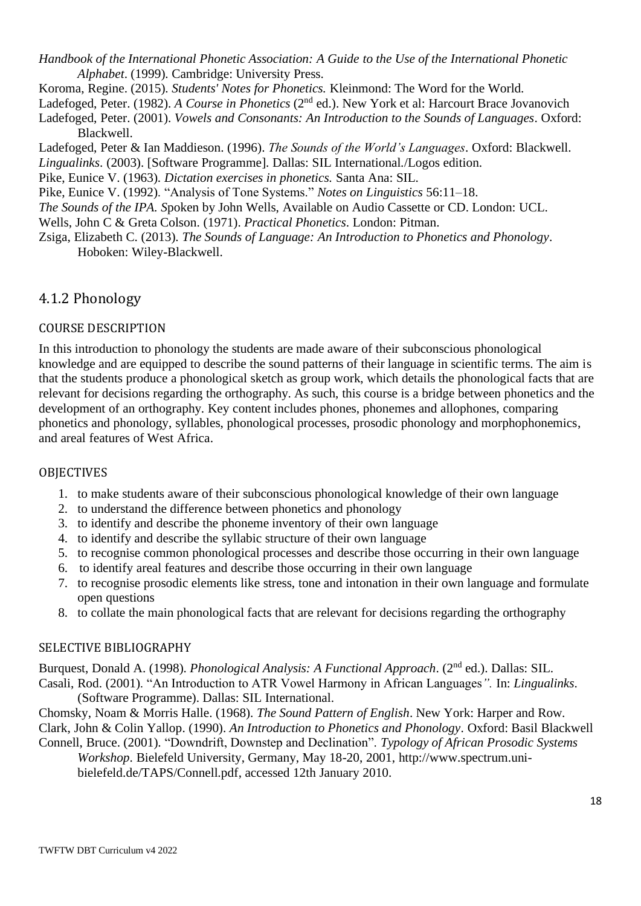*Handbook of the International Phonetic Association: A Guide to the Use of the International Phonetic Alphabet*. (1999). Cambridge: University Press.

Koroma, Regine. (2015). *Students' Notes for Phonetics.* Kleinmond: The Word for the World.

Ladefoged, Peter. (1982). *A Course in Phonetics* (2nd ed.). New York et al: Harcourt Brace Jovanovich

Ladefoged, Peter. (2001). *Vowels and Consonants: An Introduction to the Sounds of Languages*. Oxford: Blackwell.

Ladefoged, Peter & Ian Maddieson. (1996). *The Sounds of the World's Languages*. Oxford: Blackwell.

*Lingualinks*. (2003). [Software Programme]. Dallas: SIL International./Logos edition.

Pike, Eunice V. (1963). *Dictation exercises in phonetics.* Santa Ana: SIL.

Pike, Eunice V. (1992). "Analysis of Tone Systems." *Notes on Linguistics* 56:11–18.

*The Sounds of the IPA. S*poken by John Wells, Available on Audio Cassette or CD. London: UCL.

Wells, John C & Greta Colson. (1971). *Practical Phonetics*. London: Pitman.

Zsiga, Elizabeth C. (2013). *The Sounds of Language: An Introduction to Phonetics and Phonology*. Hoboken: Wiley-Blackwell.

## 4.1.2 Phonology

### COURSE DESCRIPTION

In this introduction to phonology the students are made aware of their subconscious phonological knowledge and are equipped to describe the sound patterns of their language in scientific terms. The aim is that the students produce a phonological sketch as group work, which details the phonological facts that are relevant for decisions regarding the orthography. As such, this course is a bridge between phonetics and the development of an orthography. Key content includes phones, phonemes and allophones, comparing phonetics and phonology, syllables, phonological processes, prosodic phonology and morphophonemics, and areal features of West Africa.

### OBJECTIVES

1. to make students aware of their subconscious phonological knowledge of their own language
2. to understand the difference between phonetics and phonology
3. to identify and describe the phoneme inventory of their own language
4. to identify and describe the syllabic structure of their own language
5. to recognise common phonological processes and describe those occurring in their own language
6. to identify areal features and describe those occurring in their own language
7. to recognise prosodic elements like stress, tone and intonation in their own language and formulate open questions
8. to collate the main phonological facts that are relevant for decisions regarding the orthography

### SELECTIVE BIBLIOGRAPHY

Burquest, Donald A. (1998). *Phonological Analysis: A Functional Approach*. (2nd ed.). Dallas: SIL.

Casali, Rod. (2001). "An Introduction to ATR Vowel Harmony in African Languages*".* In: *Lingualinks*. (Software Programme). Dallas: SIL International.

Chomsky, Noam & Morris Halle. (1968). *The Sound Pattern of English*. New York: Harper and Row.

Clark, John & Colin Yallop. (1990). *An Introduction to Phonetics and Phonology*. Oxford: Basil Blackwell

Connell, Bruce. (2001). "Downdrift, Downstep and Declination". *Typology of African Prosodic Systems Workshop*. Bielefeld University, Germany, May 18-20, 2001, http://www.spectrum.uni-bielefeld.de/TAPS/Connell.pdf, accessed 12th January 2010.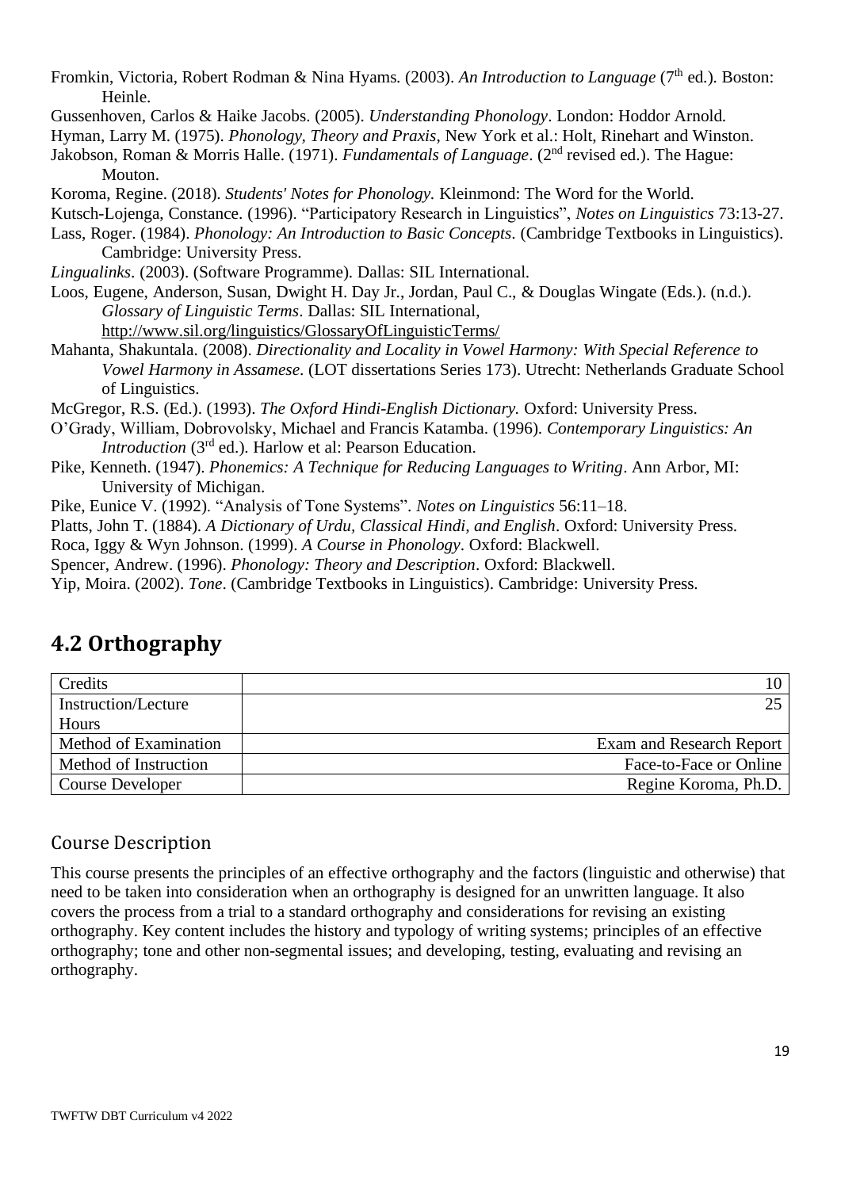Fromkin, Victoria, Robert Rodman & Nina Hyams. (2003). *An Introduction to Language* (7th ed.). Boston: Heinle.

Gussenhoven, Carlos & Haike Jacobs. (2005). *Understanding Phonology*. London: Hoddor Arnold.

Hyman, Larry M. (1975). *Phonology, Theory and Praxis*, New York et al.: Holt, Rinehart and Winston.

Jakobson, Roman & Morris Halle. (1971). *Fundamentals of Language*. (2nd revised ed.). The Hague: Mouton.

Koroma, Regine. (2018). *Students' Notes for Phonology.* Kleinmond: The Word for the World.

Kutsch-Lojenga, Constance. (1996). "Participatory Research in Linguistics", *Notes on Linguistics* 73:13-27.

Lass, Roger. (1984). *Phonology: An Introduction to Basic Concepts*. (Cambridge Textbooks in Linguistics). Cambridge: University Press.

*Lingualinks*. (2003). (Software Programme). Dallas: SIL International.

Loos, Eugene, Anderson, Susan, Dwight H. Day Jr., Jordan, Paul C., & Douglas Wingate (Eds.). (n.d.). *Glossary of Linguistic Terms*. Dallas: SIL International, http://www.sil.org/linguistics/GlossaryOfLinguisticTerms/

Mahanta, Shakuntala. (2008). *Directionality and Locality in Vowel Harmony: With Special Reference to Vowel Harmony in Assamese.* (LOT dissertations Series 173). Utrecht: Netherlands Graduate School of Linguistics.

McGregor, R.S. (Ed.). (1993). *The Oxford Hindi-English Dictionary.* Oxford: University Press.

O'Grady, William, Dobrovolsky, Michael and Francis Katamba. (1996). *Contemporary Linguistics: An Introduction* (3rd ed.). Harlow et al: Pearson Education.

Pike, Kenneth. (1947). *Phonemics: A Technique for Reducing Languages to Writing*. Ann Arbor, MI: University of Michigan.

Pike, Eunice V. (1992). "Analysis of Tone Systems". *Notes on Linguistics* 56:11–18.

Platts, John T. (1884). *A Dictionary of Urdu, Classical Hindi, and English*. Oxford: University Press.

Roca, Iggy & Wyn Johnson. (1999). *A Course in Phonology*. Oxford: Blackwell.

Spencer, Andrew. (1996). *Phonology: Theory and Description*. Oxford: Blackwell.

Yip, Moira. (2002). *Tone*. (Cambridge Textbooks in Linguistics). Cambridge: University Press.

## 4.2 Orthography

| | |
|---|---|
| Credits | 10 |
| Instruction/Lecture Hours | 25 |
| Method of Examination | Exam and Research Report |
| Method of Instruction | Face-to-Face or Online |
| Course Developer | Regine Koroma, Ph.D. |

### Course Description

This course presents the principles of an effective orthography and the factors (linguistic and otherwise) that need to be taken into consideration when an orthography is designed for an unwritten language. It also covers the process from a trial to a standard orthography and considerations for revising an existing orthography. Key content includes the history and typology of writing systems; principles of an effective orthography; tone and other non-segmental issues; and developing, testing, evaluating and revising an orthography.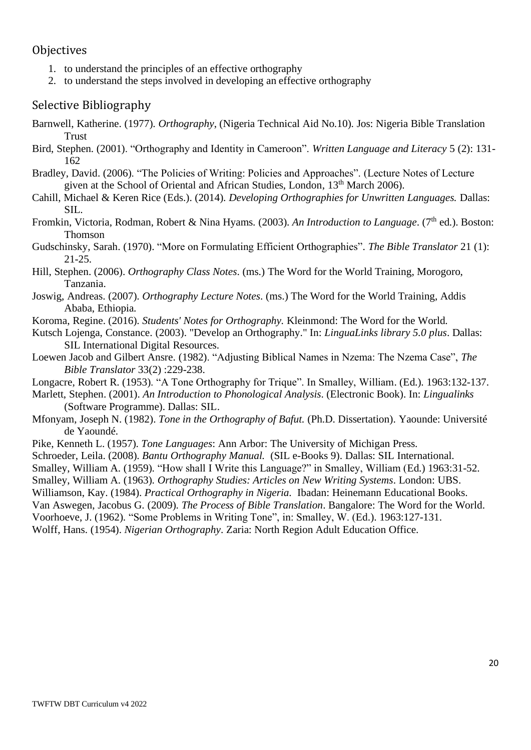## Objectives

1. to understand the principles of an effective orthography
2. to understand the steps involved in developing an effective orthography

## Selective Bibliography

Barnwell, Katherine. (1977). *Orthography*, (Nigeria Technical Aid No.10). Jos: Nigeria Bible Translation Trust

Bird, Stephen. (2001). "Orthography and Identity in Cameroon". *Written Language and Literacy* 5 (2): 131-162

Bradley, David. (2006). "The Policies of Writing: Policies and Approaches". (Lecture Notes of Lecture given at the School of Oriental and African Studies, London, 13th March 2006).

Cahill, Michael & Keren Rice (Eds.). (2014). *Developing Orthographies for Unwritten Languages.* Dallas: SIL.

Fromkin, Victoria, Rodman, Robert & Nina Hyams. (2003). *An Introduction to Language*. (7th ed.). Boston: Thomson

Gudschinsky, Sarah. (1970). "More on Formulating Efficient Orthographies". *The Bible Translator* 21 (1): 21-25.

Hill, Stephen. (2006). *Orthography Class Notes*. (ms.) The Word for the World Training, Morogoro, Tanzania.

Joswig, Andreas. (2007). *Orthography Lecture Notes*. (ms.) The Word for the World Training, Addis Ababa, Ethiopia.

Koroma, Regine. (2016). *Students' Notes for Orthography.* Kleinmond: The Word for the World.

Kutsch Lojenga, Constance. (2003). "Develop an Orthography." In: *LinguaLinks library 5.0 plus*. Dallas: SIL International Digital Resources.

Loewen Jacob and Gilbert Ansre. (1982). "Adjusting Biblical Names in Nzema: The Nzema Case", *The Bible Translator* 33(2) :229-238.

Longacre, Robert R. (1953). "A Tone Orthography for Trique". In Smalley, William. (Ed.). 1963:132-137.

Marlett, Stephen. (2001). *An Introduction to Phonological Analysis*. (Electronic Book). In: *Lingualinks* (Software Programme). Dallas: SIL.

Mfonyam, Joseph N. (1982). *Tone in the Orthography of Bafut.* (Ph.D. Dissertation). Yaounde: Université de Yaoundé.

Pike, Kenneth L. (1957). *Tone Languages*: Ann Arbor: The University of Michigan Press.

Schroeder, Leila. (2008). *Bantu Orthography Manual.* (SIL e-Books 9). Dallas: SIL International.

Smalley, William A. (1959). "How shall I Write this Language?" in Smalley, William (Ed.) 1963:31-52.

Smalley, William A. (1963). *Orthography Studies: Articles on New Writing Systems*. London: UBS.

Williamson, Kay. (1984). *Practical Orthography in Nigeria*. Ibadan: Heinemann Educational Books.

Van Aswegen, Jacobus G. (2009). *The Process of Bible Translation*. Bangalore: The Word for the World.

Voorhoeve, J. (1962). "Some Problems in Writing Tone", in: Smalley, W. (Ed.). 1963:127-131.

Wolff, Hans. (1954). *Nigerian Orthography*. Zaria: North Region Adult Education Office.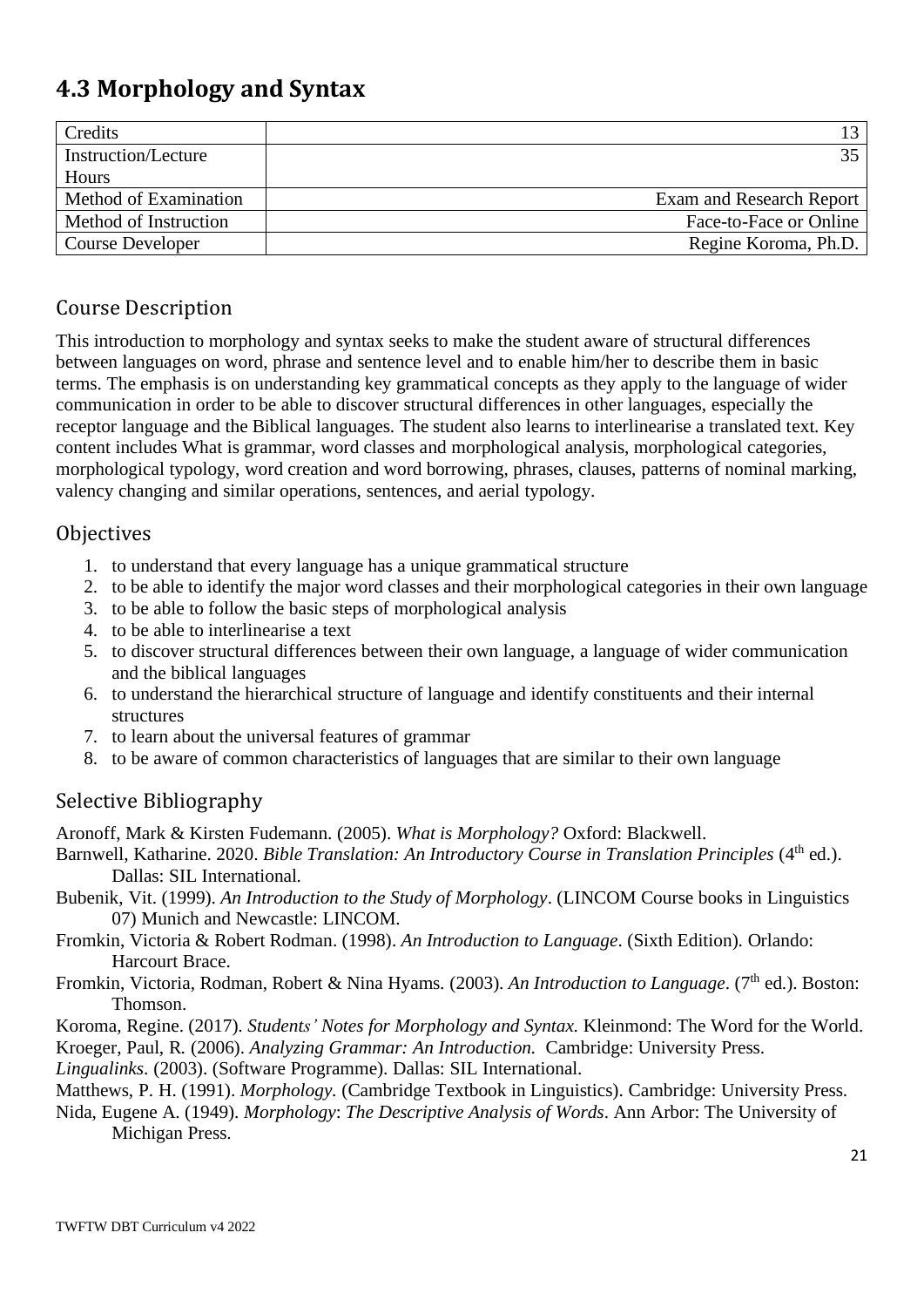## 4.3 Morphology and Syntax

| | |
|---|---|
| Credits | 13 |
| Instruction/Lecture Hours | 35 |
| Method of Examination | Exam and Research Report |
| Method of Instruction | Face-to-Face or Online |
| Course Developer | Regine Koroma, Ph.D. |

### Course Description

This introduction to morphology and syntax seeks to make the student aware of structural differences between languages on word, phrase and sentence level and to enable him/her to describe them in basic terms. The emphasis is on understanding key grammatical concepts as they apply to the language of wider communication in order to be able to discover structural differences in other languages, especially the receptor language and the Biblical languages. The student also learns to interlinearise a translated text. Key content includes What is grammar, word classes and morphological analysis, morphological categories, morphological typology, word creation and word borrowing, phrases, clauses, patterns of nominal marking, valency changing and similar operations, sentences, and aerial typology.

### Objectives

1. to understand that every language has a unique grammatical structure
2. to be able to identify the major word classes and their morphological categories in their own language
3. to be able to follow the basic steps of morphological analysis
4. to be able to interlinearise a text
5. to discover structural differences between their own language, a language of wider communication and the biblical languages
6. to understand the hierarchical structure of language and identify constituents and their internal structures
7. to learn about the universal features of grammar
8. to be aware of common characteristics of languages that are similar to their own language

### Selective Bibliography

Aronoff, Mark & Kirsten Fudemann. (2005). *What is Morphology?* Oxford: Blackwell.

Barnwell, Katharine. 2020. *Bible Translation: An Introductory Course in Translation Principles* (4th ed.). Dallas: SIL International.

Bubenik, Vit. (1999). *An Introduction to the Study of Morphology*. (LINCOM Course books in Linguistics 07) Munich and Newcastle: LINCOM.

Fromkin, Victoria & Robert Rodman. (1998). *An Introduction to Language*. (Sixth Edition). Orlando: Harcourt Brace.

Fromkin, Victoria, Rodman, Robert & Nina Hyams. (2003). *An Introduction to Language*. (7th ed.). Boston: Thomson.

Koroma, Regine. (2017). *Students' Notes for Morphology and Syntax.* Kleinmond: The Word for the World.

Kroeger, Paul, R. (2006). *Analyzing Grammar: An Introduction.* Cambridge: University Press.

*Lingualinks*. (2003). (Software Programme). Dallas: SIL International.

Matthews, P. H. (1991). *Morphology.* (Cambridge Textbook in Linguistics). Cambridge: University Press.

Nida, Eugene A. (1949). *Morphology*: *The Descriptive Analysis of Words*. Ann Arbor: The University of Michigan Press.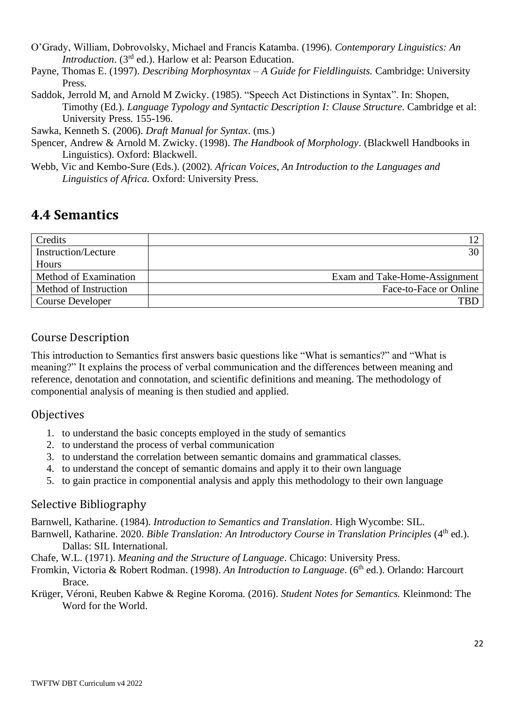O'Grady, William, Dobrovolsky, Michael and Francis Katamba. (1996). *Contemporary Linguistics: An Introduction*. (3rd ed.). Harlow et al: Pearson Education.

Payne, Thomas E. (1997). *Describing Morphosyntax – A Guide for Fieldlinguists.* Cambridge: University Press.

Saddok, Jerrold M, and Arnold M Zwicky. (1985). "Speech Act Distinctions in Syntax". In: Shopen, Timothy (Ed.). *Language Typology and Syntactic Description I: Clause Structure*. Cambridge et al: University Press. 155-196.

Sawka, Kenneth S. (2006). *Draft Manual for Syntax*. (ms.)

Spencer, Andrew & Arnold M. Zwicky. (1998). *The Handbook of Morphology*. (Blackwell Handbooks in Linguistics). Oxford: Blackwell.

Webb, Vic and Kembo-Sure (Eds.). (2002). *African Voices, An Introduction to the Languages and Linguistics of Africa.* Oxford: University Press.

## 4.4 Semantics

| | |
|---|---|
| Credits | 12 |
| Instruction/Lecture Hours | 30 |
| Method of Examination | Exam and Take-Home-Assignment |
| Method of Instruction | Face-to-Face or Online |
| Course Developer | TBD |

### Course Description

This introduction to Semantics first answers basic questions like "What is semantics?" and "What is meaning?" It explains the process of verbal communication and the differences between meaning and reference, denotation and connotation, and scientific definitions and meaning. The methodology of componential analysis of meaning is then studied and applied.

### Objectives

1. to understand the basic concepts employed in the study of semantics
2. to understand the process of verbal communication
3. to understand the correlation between semantic domains and grammatical classes.
4. to understand the concept of semantic domains and apply it to their own language
5. to gain practice in componential analysis and apply this methodology to their own language

### Selective Bibliography

Barnwell, Katharine. (1984). *Introduction to Semantics and Translation*. High Wycombe: SIL.

Barnwell, Katharine. 2020. *Bible Translation: An Introductory Course in Translation Principles* (4th ed.). Dallas: SIL International.

Chafe, W.L. (1971). *Meaning and the Structure of Language*. Chicago: University Press.

Fromkin, Victoria & Robert Rodman. (1998). *An Introduction to Language*. (6th ed.). Orlando: Harcourt Brace.

Krüger, Véroni, Reuben Kabwe & Regine Koroma. (2016). *Student Notes for Semantics.* Kleinmond: The Word for the World.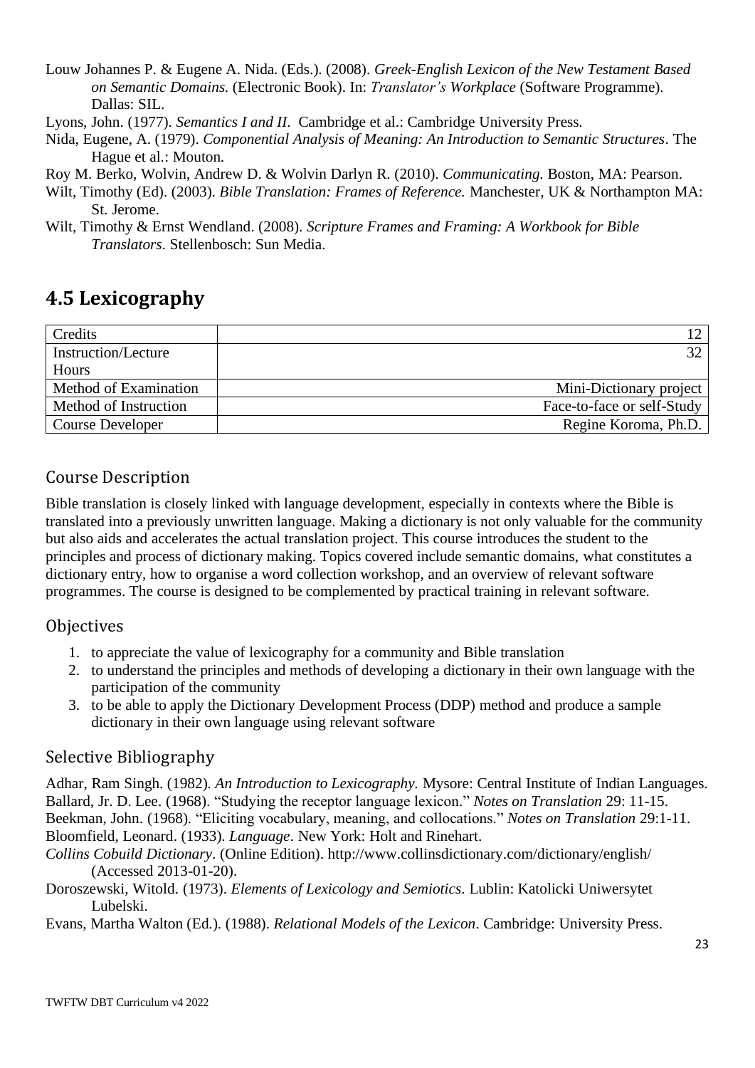Louw Johannes P. & Eugene A. Nida. (Eds.). (2008). *Greek-English Lexicon of the New Testament Based on Semantic Domains.* (Electronic Book). In: *Translator's Workplace* (Software Programme). Dallas: SIL.

Lyons, John. (1977). *Semantics I and II*. Cambridge et al.: Cambridge University Press.

Nida, Eugene, A. (1979). *Componential Analysis of Meaning: An Introduction to Semantic Structures*. The Hague et al.: Mouton.

Roy M. Berko, Wolvin, Andrew D. & Wolvin Darlyn R. (2010). *Communicating.* Boston, MA: Pearson.

Wilt, Timothy (Ed). (2003). *Bible Translation: Frames of Reference.* Manchester, UK & Northampton MA: St. Jerome.

Wilt, Timothy & Ernst Wendland. (2008). *Scripture Frames and Framing: A Workbook for Bible Translators*. Stellenbosch: Sun Media.

## 4.5 Lexicography

| | |
|---|---|
| Credits | 12 |
| Instruction/Lecture Hours | 32 |
| Method of Examination | Mini-Dictionary project |
| Method of Instruction | Face-to-face or self-Study |
| Course Developer | Regine Koroma, Ph.D. |

### Course Description

Bible translation is closely linked with language development, especially in contexts where the Bible is translated into a previously unwritten language. Making a dictionary is not only valuable for the community but also aids and accelerates the actual translation project. This course introduces the student to the principles and process of dictionary making. Topics covered include semantic domains, what constitutes a dictionary entry, how to organise a word collection workshop, and an overview of relevant software programmes. The course is designed to be complemented by practical training in relevant software.

### Objectives

1. to appreciate the value of lexicography for a community and Bible translation
2. to understand the principles and methods of developing a dictionary in their own language with the participation of the community
3. to be able to apply the Dictionary Development Process (DDP) method and produce a sample dictionary in their own language using relevant software

### Selective Bibliography

Adhar, Ram Singh. (1982). *An Introduction to Lexicography*. Mysore: Central Institute of Indian Languages.

Ballard, Jr. D. Lee. (1968). "Studying the receptor language lexicon." *Notes on Translation* 29: 11-15.

Beekman, John. (1968). "Eliciting vocabulary, meaning, and collocations." *Notes on Translation* 29:1-11.

Bloomfield, Leonard. (1933). *Language*. New York: Holt and Rinehart.

*Collins Cobuild Dictionary*. (Online Edition). http://www.collinsdictionary.com/dictionary/english/ (Accessed 2013-01-20).

Doroszewski, Witold. (1973). *Elements of Lexicology and Semiotics*. Lublin: Katolicki Uniwersytet Lubelski.

Evans, Martha Walton (Ed.). (1988). *Relational Models of the Lexicon*. Cambridge: University Press.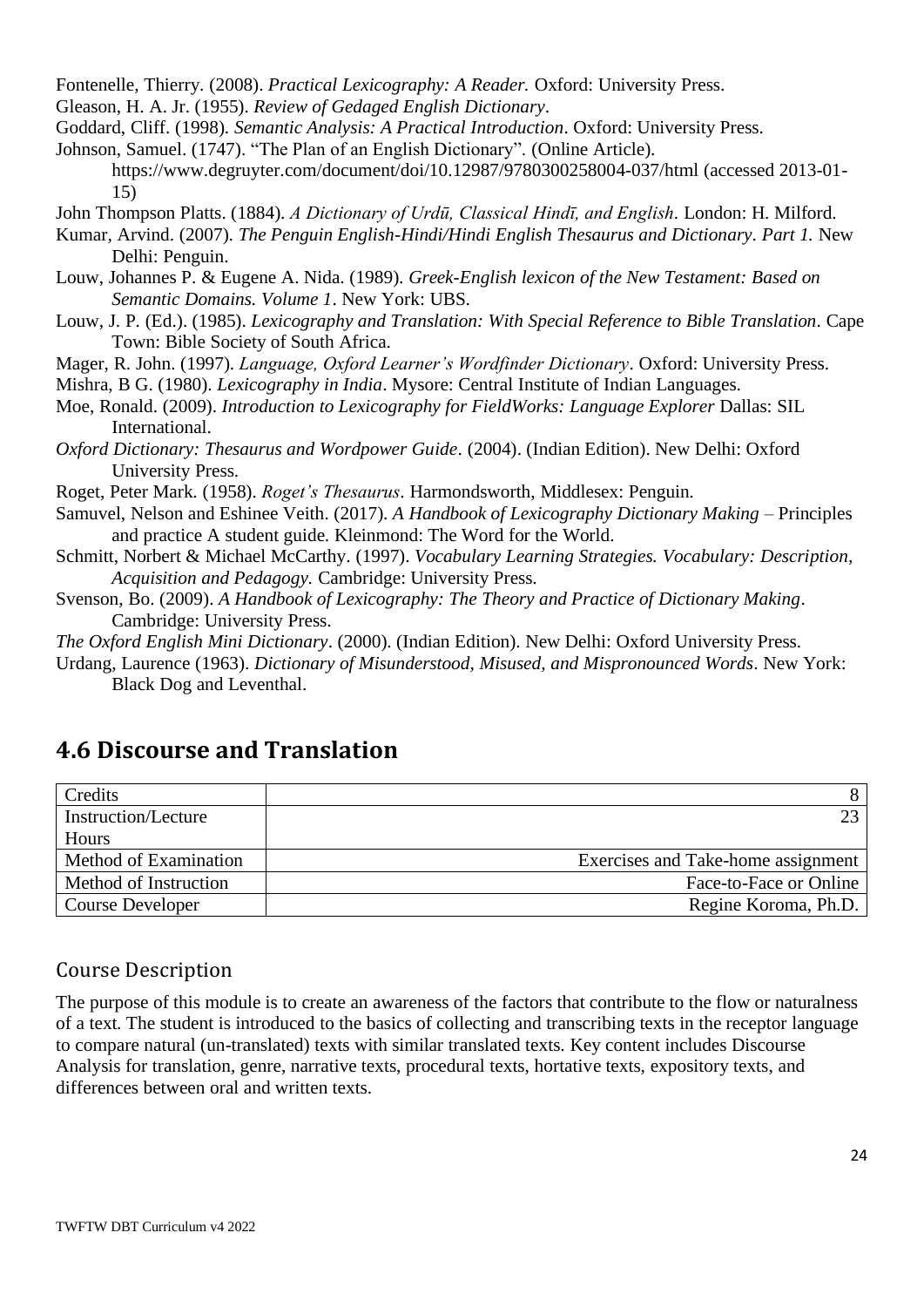Fontenelle, Thierry. (2008). *Practical Lexicography: A Reader.* Oxford: University Press.

Gleason, H. A. Jr. (1955). *Review of Gedaged English Dictionary*.

Goddard, Cliff. (1998). *Semantic Analysis: A Practical Introduction*. Oxford: University Press.

Johnson, Samuel. (1747). "The Plan of an English Dictionary". (Online Article). https://www.degruyter.com/document/doi/10.12987/9780300258004-037/html (accessed 2013-01-15)

John Thompson Platts. (1884). *A Dictionary of Urdū, Classical Hindī, and English*. London: H. Milford.

Kumar, Arvind. (2007). *The Penguin English-Hindi/Hindi English Thesaurus and Dictionary*. *Part 1.* New Delhi: Penguin.

Louw, Johannes P. & Eugene A. Nida. (1989). *Greek-English lexicon of the New Testament: Based on Semantic Domains. Volume 1*. New York: UBS.

Louw, J. P. (Ed.). (1985). *Lexicography and Translation: With Special Reference to Bible Translation*. Cape Town: Bible Society of South Africa.

Mager, R. John. (1997). *Language, Oxford Learner's Wordfinder Dictionary*. Oxford: University Press.

Mishra, B G. (1980). *Lexicography in India*. Mysore: Central Institute of Indian Languages.

Moe, Ronald. (2009). *Introduction to Lexicography for FieldWorks: Language Explorer* Dallas: SIL International.

*Oxford Dictionary: Thesaurus and Wordpower Guide*. (2004). (Indian Edition). New Delhi: Oxford University Press.

Roget, Peter Mark. (1958). *Roget's Thesaurus*. Harmondsworth, Middlesex: Penguin.

Samuvel, Nelson and Eshinee Veith. (2017). *A Handbook of Lexicography Dictionary Making* – Principles and practice A student guide. Kleinmond: The Word for the World.

Schmitt, Norbert & Michael McCarthy. (1997). *Vocabulary Learning Strategies. Vocabulary: Description, Acquisition and Pedagogy.* Cambridge: University Press.

Svenson, Bo. (2009). *A Handbook of Lexicography: The Theory and Practice of Dictionary Making*. Cambridge: University Press.

*The Oxford English Mini Dictionary*. (2000). (Indian Edition). New Delhi: Oxford University Press.

Urdang, Laurence (1963). *Dictionary of Misunderstood, Misused, and Mispronounced Words*. New York: Black Dog and Leventhal.

## 4.6 Discourse and Translation

| | |
|---|---|
| Credits | 8 |
| Instruction/Lecture Hours | 23 |
| Method of Examination | Exercises and Take-home assignment |
| Method of Instruction | Face-to-Face or Online |
| Course Developer | Regine Koroma, Ph.D. |

### Course Description

The purpose of this module is to create an awareness of the factors that contribute to the flow or naturalness of a text. The student is introduced to the basics of collecting and transcribing texts in the receptor language to compare natural (un-translated) texts with similar translated texts. Key content includes Discourse Analysis for translation, genre, narrative texts, procedural texts, hortative texts, expository texts, and differences between oral and written texts.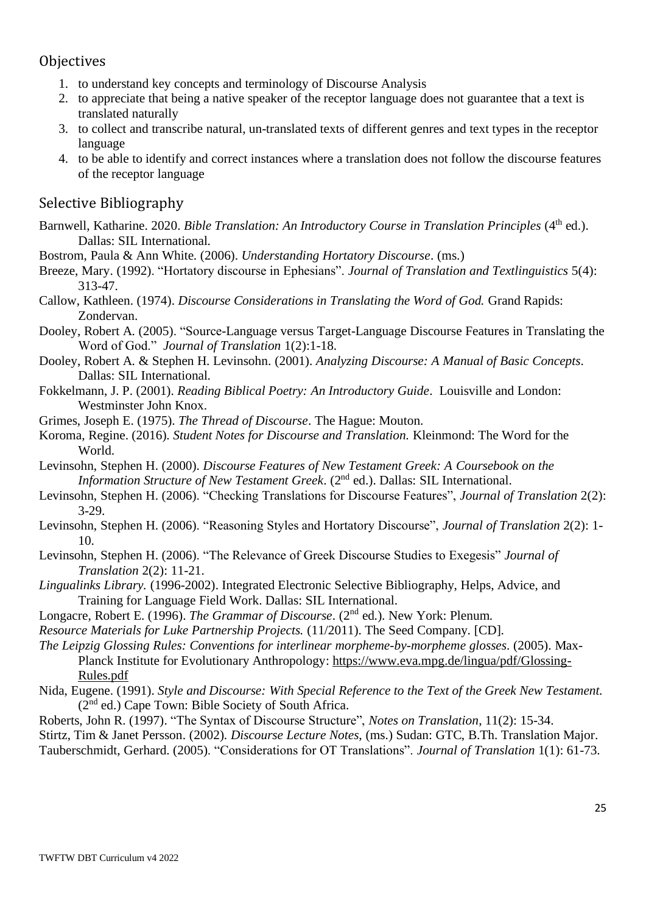## Objectives

1. to understand key concepts and terminology of Discourse Analysis
2. to appreciate that being a native speaker of the receptor language does not guarantee that a text is translated naturally
3. to collect and transcribe natural, un-translated texts of different genres and text types in the receptor language
4. to be able to identify and correct instances where a translation does not follow the discourse features of the receptor language

## Selective Bibliography

Barnwell, Katharine. 2020. *Bible Translation: An Introductory Course in Translation Principles* (4th ed.). Dallas: SIL International.

Bostrom, Paula & Ann White. (2006). *Understanding Hortatory Discourse*. (ms.)

Breeze, Mary. (1992). "Hortatory discourse in Ephesians". *Journal of Translation and Textlinguistics* 5(4): 313-47.

Callow, Kathleen. (1974). *Discourse Considerations in Translating the Word of God.* Grand Rapids: Zondervan.

Dooley, Robert A. (2005). "Source-Language versus Target-Language Discourse Features in Translating the Word of God." *Journal of Translation* 1(2):1-18.

Dooley, Robert A. & Stephen H. Levinsohn. (2001). *Analyzing Discourse: A Manual of Basic Concepts*. Dallas: SIL International.

Fokkelmann, J. P. (2001). *Reading Biblical Poetry: An Introductory Guide*. Louisville and London: Westminster John Knox.

Grimes, Joseph E. (1975). *The Thread of Discourse*. The Hague: Mouton.

Koroma, Regine. (2016). *Student Notes for Discourse and Translation.* Kleinmond: The Word for the World.

Levinsohn, Stephen H. (2000). *Discourse Features of New Testament Greek: A Coursebook on the Information Structure of New Testament Greek*. (2nd ed.). Dallas: SIL International.

Levinsohn, Stephen H. (2006). "Checking Translations for Discourse Features", *Journal of Translation* 2(2): 3-29.

Levinsohn, Stephen H. (2006). "Reasoning Styles and Hortatory Discourse", *Journal of Translation* 2(2): 1-10.

Levinsohn, Stephen H. (2006). "The Relevance of Greek Discourse Studies to Exegesis" *Journal of Translation* 2(2): 11-21.

*Lingualinks Library.* (1996-2002). Integrated Electronic Selective Bibliography, Helps, Advice, and Training for Language Field Work. Dallas: SIL International.

Longacre, Robert E. (1996). *The Grammar of Discourse*. (2nd ed.). New York: Plenum.

*Resource Materials for Luke Partnership Projects.* (11/2011). The Seed Company. [CD].

*The Leipzig Glossing Rules: Conventions for interlinear morpheme-by-morpheme glosses*. (2005). Max-Planck Institute for Evolutionary Anthropology: https://www.eva.mpg.de/lingua/pdf/Glossing-Rules.pdf

Nida, Eugene. (1991). *Style and Discourse: With Special Reference to the Text of the Greek New Testament.* (2nd ed.) Cape Town: Bible Society of South Africa.

Roberts, John R. (1997). "The Syntax of Discourse Structure", *Notes on Translation*, 11(2): 15-34.

Stirtz, Tim & Janet Persson. (2002). *Discourse Lecture Notes*, (ms.) Sudan: GTC, B.Th. Translation Major.

Tauberschmidt, Gerhard. (2005). "Considerations for OT Translations". *Journal of Translation* 1(1): 61-73.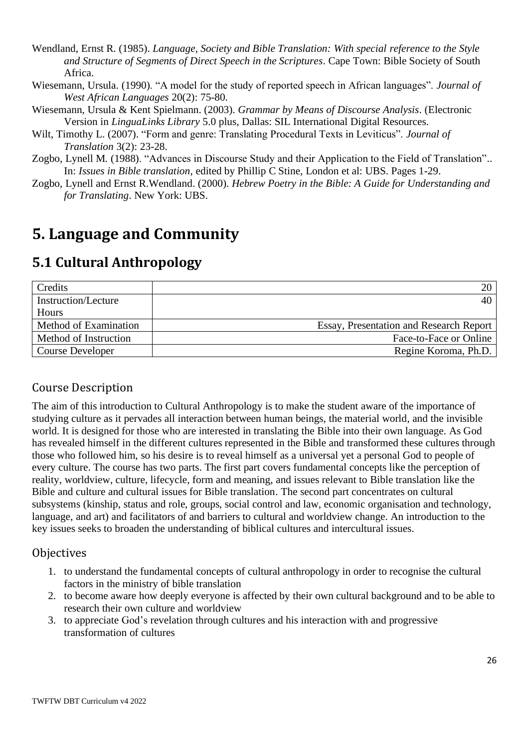Wendland, Ernst R. (1985). *Language, Society and Bible Translation: With special reference to the Style and Structure of Segments of Direct Speech in the Scriptures*. Cape Town: Bible Society of South Africa.

Wiesemann, Ursula. (1990). "A model for the study of reported speech in African languages". *Journal of West African Languages* 20(2): 75-80.

Wiesemann, Ursula & Kent Spielmann. (2003). *Grammar by Means of Discourse Analysis*. (Electronic Version in *LinguaLinks Library* 5.0 plus, Dallas: SIL International Digital Resources.

Wilt, Timothy L. (2007). "Form and genre: Translating Procedural Texts in Leviticus". *Journal of Translation* 3(2): 23-28.

Zogbo, Lynell M. (1988). "Advances in Discourse Study and their Application to the Field of Translation".. In: *Issues in Bible translation*, edited by Phillip C Stine, London et al: UBS. Pages 1-29.

Zogbo, Lynell and Ernst R.Wendland. (2000). *Hebrew Poetry in the Bible: A Guide for Understanding and for Translating*. New York: UBS.

# 5. Language and Community

## 5.1 Cultural Anthropology

| | |
|---|---|
| Credits | 20 |
| Instruction/Lecture Hours | 40 |
| Method of Examination | Essay, Presentation and Research Report |
| Method of Instruction | Face-to-Face or Online |
| Course Developer | Regine Koroma, Ph.D. |

### Course Description

The aim of this introduction to Cultural Anthropology is to make the student aware of the importance of studying culture as it pervades all interaction between human beings, the material world, and the invisible world. It is designed for those who are interested in translating the Bible into their own language. As God has revealed himself in the different cultures represented in the Bible and transformed these cultures through those who followed him, so his desire is to reveal himself as a universal yet a personal God to people of every culture. The course has two parts. The first part covers fundamental concepts like the perception of reality, worldview, culture, lifecycle, form and meaning, and issues relevant to Bible translation like the Bible and culture and cultural issues for Bible translation. The second part concentrates on cultural subsystems (kinship, status and role, groups, social control and law, economic organisation and technology, language, and art) and facilitators of and barriers to cultural and worldview change. An introduction to the key issues seeks to broaden the understanding of biblical cultures and intercultural issues.

### Objectives

1. to understand the fundamental concepts of cultural anthropology in order to recognise the cultural factors in the ministry of bible translation
2. to become aware how deeply everyone is affected by their own cultural background and to be able to research their own culture and worldview
3. to appreciate God's revelation through cultures and his interaction with and progressive transformation of cultures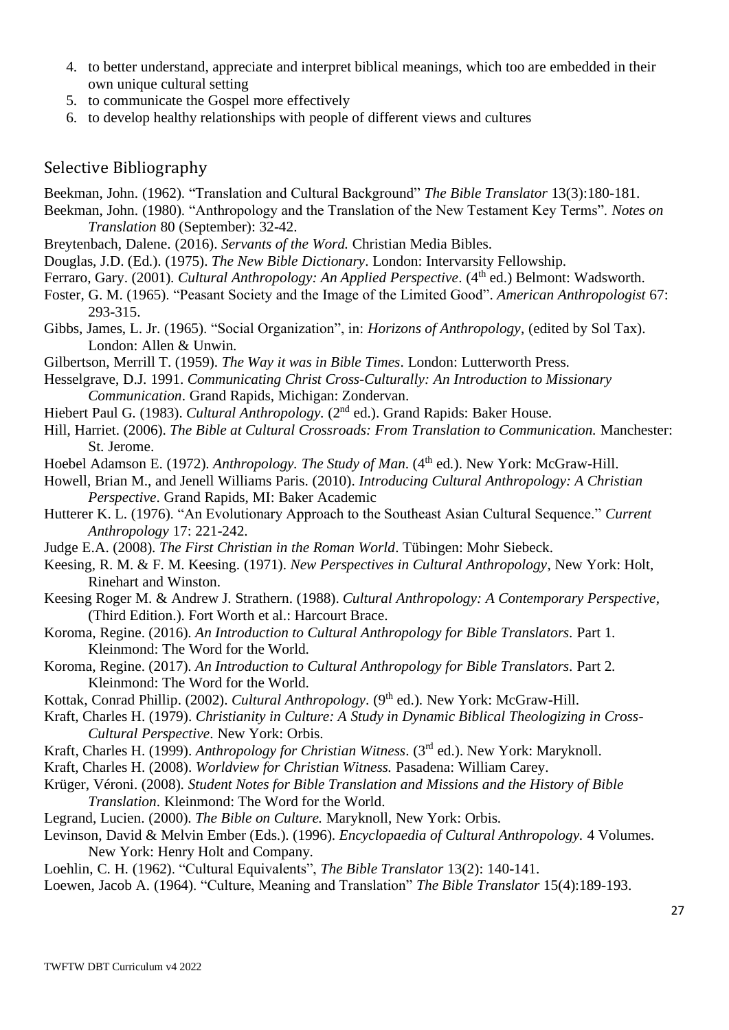4. to better understand, appreciate and interpret biblical meanings, which too are embedded in their own unique cultural setting
5. to communicate the Gospel more effectively
6. to develop healthy relationships with people of different views and cultures

## Selective Bibliography

Beekman, John. (1962). "Translation and Cultural Background" *The Bible Translator* 13(3):180-181.

Beekman, John. (1980). "Anthropology and the Translation of the New Testament Key Terms". *Notes on Translation* 80 (September): 32-42.

Breytenbach, Dalene. (2016). *Servants of the Word.* Christian Media Bibles.

Douglas, J.D. (Ed.). (1975). *The New Bible Dictionary*. London: Intervarsity Fellowship.

Ferraro, Gary. (2001). *Cultural Anthropology: An Applied Perspective*. (4th ed.) Belmont: Wadsworth.

Foster, G. M. (1965). "Peasant Society and the Image of the Limited Good". *American Anthropologist* 67: 293-315.

Gibbs, James, L. Jr. (1965). "Social Organization", in: *Horizons of Anthropology*, (edited by Sol Tax). London: Allen & Unwin.

Gilbertson, Merrill T. (1959). *The Way it was in Bible Times*. London: Lutterworth Press.

Hesselgrave, D.J. 1991. *Communicating Christ Cross-Culturally: An Introduction to Missionary Communication*. Grand Rapids, Michigan: Zondervan.

Hiebert Paul G. (1983). *Cultural Anthropology.* (2nd ed.). Grand Rapids: Baker House.

Hill, Harriet. (2006). *The Bible at Cultural Crossroads: From Translation to Communication.* Manchester: St. Jerome.

Hoebel Adamson E. (1972). *Anthropology. The Study of Man.* (4th ed.). New York: McGraw-Hill.

Howell, Brian M., and Jenell Williams Paris. (2010). *Introducing Cultural Anthropology: A Christian Perspective*. Grand Rapids, MI: Baker Academic

Hutterer K. L. (1976). "An Evolutionary Approach to the Southeast Asian Cultural Sequence." *Current Anthropology* 17: 221-242.

Judge E.A. (2008). *The First Christian in the Roman World*. Tübingen: Mohr Siebeck.

Keesing, R. M. & F. M. Keesing. (1971). *New Perspectives in Cultural Anthropology*, New York: Holt, Rinehart and Winston.

Keesing Roger M. & Andrew J. Strathern. (1988). *Cultural Anthropology: A Contemporary Perspective*, (Third Edition.). Fort Worth et al.: Harcourt Brace.

Koroma, Regine. (2016). *An Introduction to Cultural Anthropology for Bible Translators*. Part 1. Kleinmond: The Word for the World.

Koroma, Regine. (2017). *An Introduction to Cultural Anthropology for Bible Translators*. Part 2. Kleinmond: The Word for the World.

Kottak, Conrad Phillip. (2002). *Cultural Anthropology*. (9th ed.). New York: McGraw-Hill.

Kraft, Charles H. (1979). *Christianity in Culture: A Study in Dynamic Biblical Theologizing in Cross-Cultural Perspective*. New York: Orbis.

Kraft, Charles H. (1999). *Anthropology for Christian Witness*. (3rd ed.). New York: Maryknoll.

Kraft, Charles H. (2008). *Worldview for Christian Witness.* Pasadena: William Carey.

Krüger, Véroni. (2008). *Student Notes for Bible Translation and Missions and the History of Bible Translation*. Kleinmond: The Word for the World.

Legrand, Lucien. (2000). *The Bible on Culture.* Maryknoll, New York: Orbis.

Levinson, David & Melvin Ember (Eds.). (1996). *Encyclopaedia of Cultural Anthropology.* 4 Volumes. New York: Henry Holt and Company.

Loehlin, C. H. (1962). "Cultural Equivalents", *The Bible Translator* 13(2): 140-141.

Loewen, Jacob A. (1964). "Culture, Meaning and Translation" *The Bible Translator* 15(4):189-193.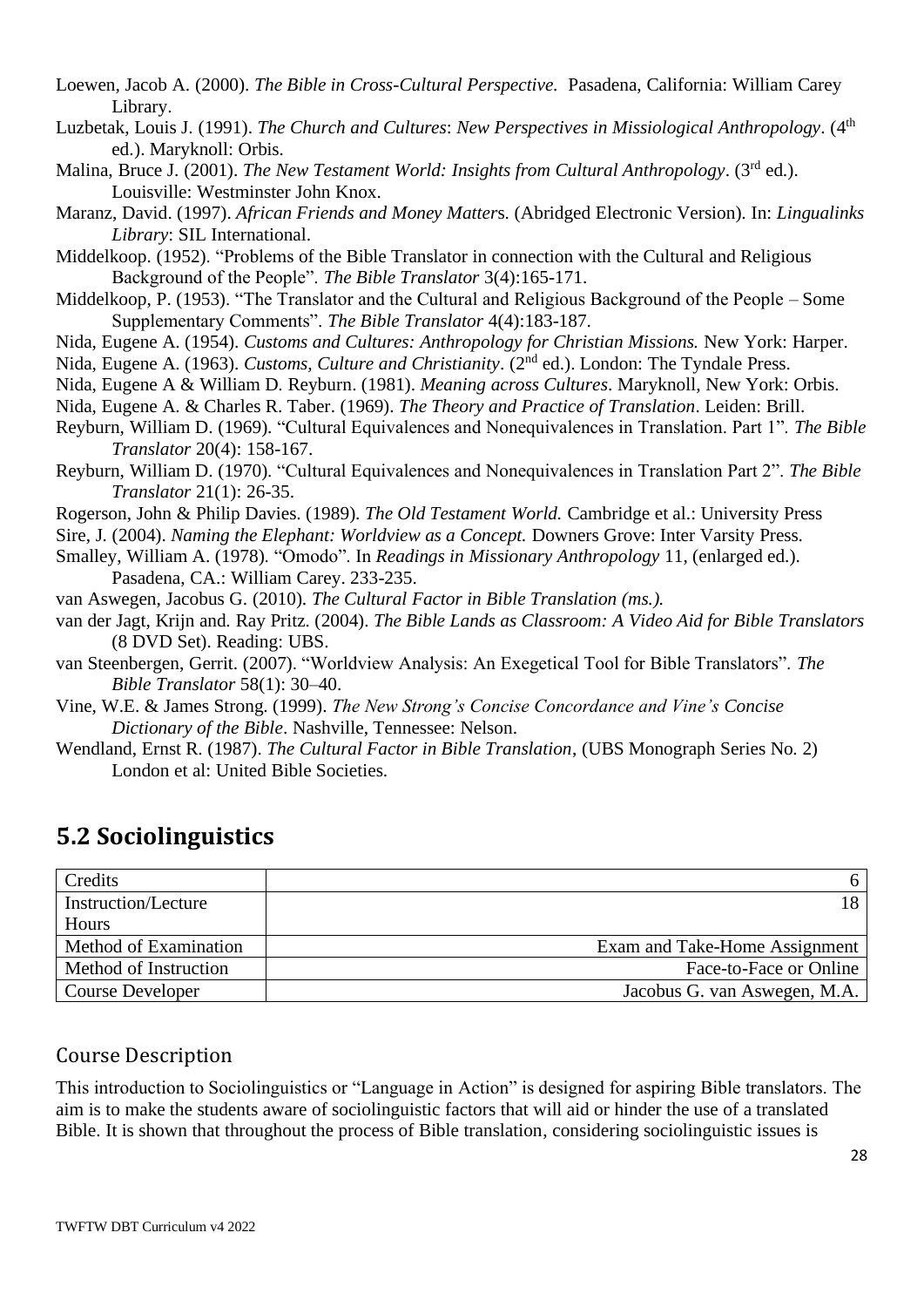Loewen, Jacob A. (2000). *The Bible in Cross-Cultural Perspective.* Pasadena, California: William Carey Library.

Luzbetak, Louis J. (1991). *The Church and Cultures*: *New Perspectives in Missiological Anthropology*. (4th ed.). Maryknoll: Orbis.

Malina, Bruce J. (2001). *The New Testament World: Insights from Cultural Anthropology*. (3rd ed.). Louisville: Westminster John Knox.

Maranz, David. (1997). *African Friends and Money Matters.* (Abridged Electronic Version). In: *Lingualinks Library*: SIL International.

Middelkoop. (1952). "Problems of the Bible Translator in connection with the Cultural and Religious Background of the People". *The Bible Translator* 3(4):165-171.

Middelkoop, P. (1953). "The Translator and the Cultural and Religious Background of the People – Some Supplementary Comments". *The Bible Translator* 4(4):183-187.

Nida, Eugene A. (1954). *Customs and Cultures: Anthropology for Christian Missions.* New York: Harper.

Nida, Eugene A. (1963). *Customs, Culture and Christianity*. (2nd ed.). London: The Tyndale Press.

Nida, Eugene A & William D. Reyburn. (1981). *Meaning across Cultures*. Maryknoll, New York: Orbis.

Nida, Eugene A. & Charles R. Taber. (1969). *The Theory and Practice of Translation*. Leiden: Brill.

Reyburn, William D. (1969). "Cultural Equivalences and Nonequivalences in Translation. Part 1". *The Bible Translator* 20(4): 158-167.

Reyburn, William D. (1970). "Cultural Equivalences and Nonequivalences in Translation Part 2". *The Bible Translator* 21(1): 26-35.

Rogerson, John & Philip Davies. (1989). *The Old Testament World.* Cambridge et al.: University Press

Sire, J. (2004). *Naming the Elephant: Worldview as a Concept.* Downers Grove: Inter Varsity Press.

Smalley, William A. (1978). "Omodo". In *Readings in Missionary Anthropology* 11, (enlarged ed.). Pasadena, CA.: William Carey. 233-235.

van Aswegen, Jacobus G. (2010). *The Cultural Factor in Bible Translation (ms.).*

van der Jagt, Krijn and. Ray Pritz. (2004). *The Bible Lands as Classroom: A Video Aid for Bible Translators* (8 DVD Set). Reading: UBS.

van Steenbergen, Gerrit. (2007). "Worldview Analysis: An Exegetical Tool for Bible Translators". *The Bible Translator* 58(1): 30–40.

Vine, W.E. & James Strong. (1999). *The New Strong's Concise Concordance and Vine's Concise Dictionary of the Bible*. Nashville, Tennessee: Nelson.

Wendland, Ernst R. (1987). *The Cultural Factor in Bible Translation*, (UBS Monograph Series No. 2) London et al: United Bible Societies.

## 5.2 Sociolinguistics

| | |
|---|---|
| Credits | 6 |
| Instruction/Lecture Hours | 18 |
| Method of Examination | Exam and Take-Home Assignment |
| Method of Instruction | Face-to-Face or Online |
| Course Developer | Jacobus G. van Aswegen, M.A. |

### Course Description

This introduction to Sociolinguistics or "Language in Action" is designed for aspiring Bible translators. The aim is to make the students aware of sociolinguistic factors that will aid or hinder the use of a translated Bible. It is shown that throughout the process of Bible translation, considering sociolinguistic issues is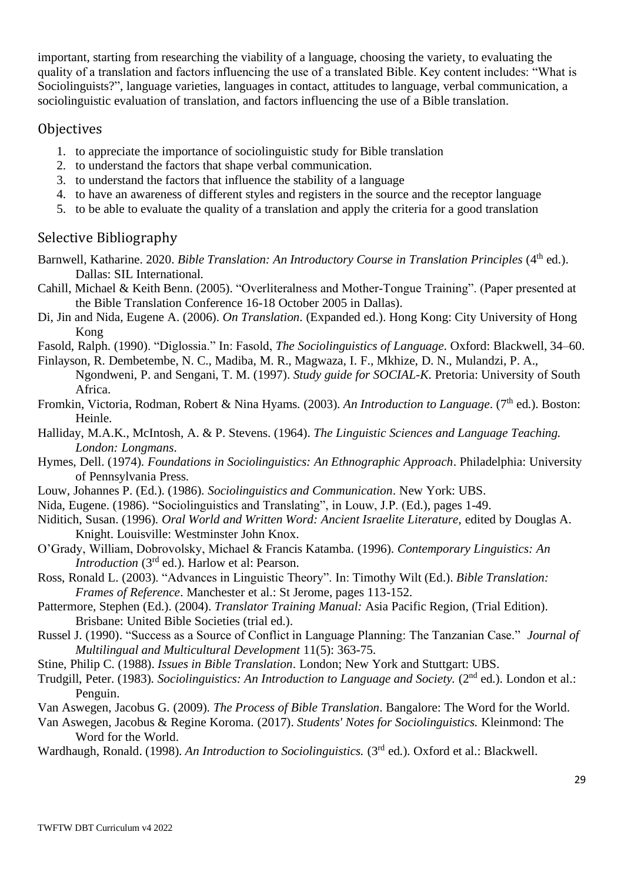important, starting from researching the viability of a language, choosing the variety, to evaluating the quality of a translation and factors influencing the use of a translated Bible. Key content includes: "What is Sociolinguists?", language varieties, languages in contact, attitudes to language, verbal communication, a sociolinguistic evaluation of translation, and factors influencing the use of a Bible translation.

## Objectives

1. to appreciate the importance of sociolinguistic study for Bible translation
2. to understand the factors that shape verbal communication.
3. to understand the factors that influence the stability of a language
4. to have an awareness of different styles and registers in the source and the receptor language
5. to be able to evaluate the quality of a translation and apply the criteria for a good translation

## Selective Bibliography

Barnwell, Katharine. 2020. *Bible Translation: An Introductory Course in Translation Principles* (4th ed.). Dallas: SIL International.

Cahill, Michael & Keith Benn. (2005). "Overliteralness and Mother-Tongue Training". (Paper presented at the Bible Translation Conference 16-18 October 2005 in Dallas).

Di, Jin and Nida, Eugene A. (2006). *On Translation*. (Expanded ed.). Hong Kong: City University of Hong Kong

Fasold, Ralph. (1990). "Diglossia." In: Fasold, *The Sociolinguistics of Language*. Oxford: Blackwell, 34–60.

Finlayson, R. Dembetembe, N. C., Madiba, M. R., Magwaza, I. F., Mkhize, D. N., Mulandzi, P. A., Ngondweni, P. and Sengani, T. M. (1997). *Study guide for SOCIAL-K.* Pretoria: University of South Africa.

Fromkin, Victoria, Rodman, Robert & Nina Hyams. (2003). *An Introduction to Language*. (7th ed.). Boston: Heinle.

Halliday, M.A.K., McIntosh, A. & P. Stevens. (1964). *The Linguistic Sciences and Language Teaching. London: Longmans*.

Hymes, Dell. (1974). *Foundations in Sociolinguistics: An Ethnographic Approach*. Philadelphia: University of Pennsylvania Press.

Louw, Johannes P. (Ed.). (1986). *Sociolinguistics and Communication*. New York: UBS.

Nida, Eugene. (1986). "Sociolinguistics and Translating", in Louw, J.P. (Ed.), pages 1-49.

Niditich, Susan. (1996). *Oral World and Written Word: Ancient Israelite Literature,* edited by Douglas A. Knight. Louisville: Westminster John Knox.

O'Grady, William, Dobrovolsky, Michael & Francis Katamba. (1996). *Contemporary Linguistics: An Introduction* (3rd ed.). Harlow et al: Pearson.

Ross, Ronald L. (2003). "Advances in Linguistic Theory". In: Timothy Wilt (Ed.). *Bible Translation: Frames of Reference*. Manchester et al.: St Jerome, pages 113-152.

Pattermore, Stephen (Ed.). (2004). *Translator Training Manual:* Asia Pacific Region, (Trial Edition). Brisbane: United Bible Societies (trial ed.).

Russel J. (1990). "Success as a Source of Conflict in Language Planning: The Tanzanian Case." *Journal of Multilingual and Multicultural Development* 11(5): 363-75.

Stine, Philip C. (1988). *Issues in Bible Translation*. London; New York and Stuttgart: UBS.

Trudgill, Peter. (1983). *Sociolinguistics: An Introduction to Language and Society.* (2nd ed.). London et al.: Penguin.

Van Aswegen, Jacobus G. (2009). *The Process of Bible Translation*. Bangalore: The Word for the World.

Van Aswegen, Jacobus & Regine Koroma. (2017). *Students' Notes for Sociolinguistics.* Kleinmond: The Word for the World.

Wardhaugh, Ronald. (1998). *An Introduction to Sociolinguistics.* (3rd ed.). Oxford et al.: Blackwell.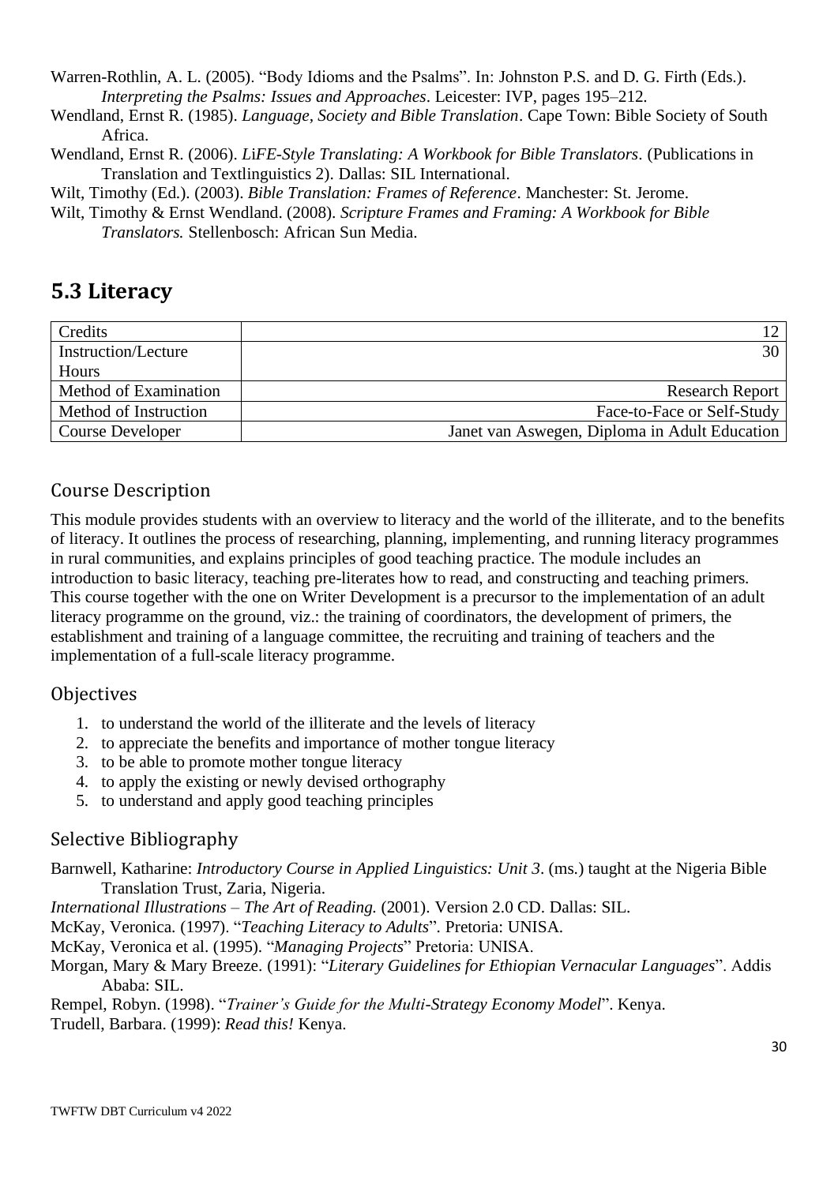Warren-Rothlin, A. L. (2005). "Body Idioms and the Psalms". In: Johnston P.S. and D. G. Firth (Eds.). *Interpreting the Psalms: Issues and Approaches*. Leicester: IVP, pages 195–212.

Wendland, Ernst R. (1985). *Language, Society and Bible Translation*. Cape Town: Bible Society of South Africa.

Wendland, Ernst R. (2006). *LiFE-Style Translating: A Workbook for Bible Translators*. (Publications in Translation and Textlinguistics 2). Dallas: SIL International.

Wilt, Timothy (Ed.). (2003). *Bible Translation: Frames of Reference*. Manchester: St. Jerome.

Wilt, Timothy & Ernst Wendland. (2008). *Scripture Frames and Framing: A Workbook for Bible Translators.* Stellenbosch: African Sun Media.

## 5.3 Literacy

| | |
|---|---|
| Credits | 12 |
| Instruction/Lecture Hours | 30 |
| Method of Examination | Research Report |
| Method of Instruction | Face-to-Face or Self-Study |
| Course Developer | Janet van Aswegen, Diploma in Adult Education |

### Course Description

This module provides students with an overview to literacy and the world of the illiterate, and to the benefits of literacy. It outlines the process of researching, planning, implementing, and running literacy programmes in rural communities, and explains principles of good teaching practice. The module includes an introduction to basic literacy, teaching pre-literates how to read, and constructing and teaching primers. This course together with the one on Writer Development is a precursor to the implementation of an adult literacy programme on the ground, viz.: the training of coordinators, the development of primers, the establishment and training of a language committee, the recruiting and training of teachers and the implementation of a full-scale literacy programme.

### Objectives

1. to understand the world of the illiterate and the levels of literacy
2. to appreciate the benefits and importance of mother tongue literacy
3. to be able to promote mother tongue literacy
4. to apply the existing or newly devised orthography
5. to understand and apply good teaching principles

### Selective Bibliography

Barnwell, Katharine: *Introductory Course in Applied Linguistics: Unit 3*. (ms.) taught at the Nigeria Bible Translation Trust, Zaria, Nigeria.

*International Illustrations – The Art of Reading.* (2001). Version 2.0 CD. Dallas: SIL.

McKay, Veronica. (1997). "*Teaching Literacy to Adults*". Pretoria: UNISA.

McKay, Veronica et al. (1995). "*Managing Projects*" Pretoria: UNISA.

Morgan, Mary & Mary Breeze. (1991): "*Literary Guidelines for Ethiopian Vernacular Languages*". Addis Ababa: SIL.

Rempel, Robyn. (1998). "*Trainer's Guide for the Multi-Strategy Economy Model*". Kenya.

Trudell, Barbara. (1999): *Read this!* Kenya.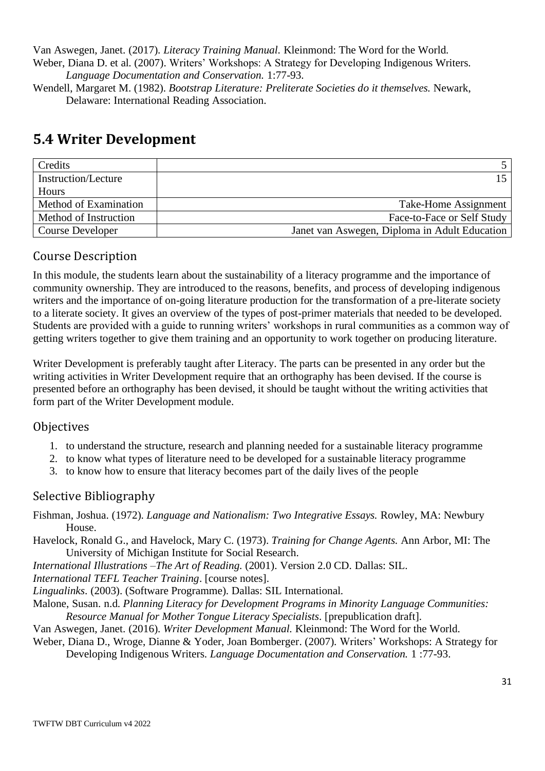Van Aswegen, Janet. (2017). *Literacy Training Manual.* Kleinmond: The Word for the World.

Weber, Diana D. et al. (2007). Writers' Workshops: A Strategy for Developing Indigenous Writers. *Language Documentation and Conservation.* 1:77-93.

Wendell, Margaret M. (1982). *Bootstrap Literature: Preliterate Societies do it themselves.* Newark, Delaware: International Reading Association.

## 5.4 Writer Development

| | |
|---|---|
| Credits | 5 |
| Instruction/Lecture Hours | 15 |
| Method of Examination | Take-Home Assignment |
| Method of Instruction | Face-to-Face or Self Study |
| Course Developer | Janet van Aswegen, Diploma in Adult Education |

### Course Description

In this module, the students learn about the sustainability of a literacy programme and the importance of community ownership. They are introduced to the reasons, benefits, and process of developing indigenous writers and the importance of on-going literature production for the transformation of a pre-literate society to a literate society. It gives an overview of the types of post-primer materials that needed to be developed. Students are provided with a guide to running writers' workshops in rural communities as a common way of getting writers together to give them training and an opportunity to work together on producing literature.

Writer Development is preferably taught after Literacy. The parts can be presented in any order but the writing activities in Writer Development require that an orthography has been devised. If the course is presented before an orthography has been devised, it should be taught without the writing activities that form part of the Writer Development module.

### Objectives

1. to understand the structure, research and planning needed for a sustainable literacy programme
2. to know what types of literature need to be developed for a sustainable literacy programme
3. to know how to ensure that literacy becomes part of the daily lives of the people

### Selective Bibliography

Fishman, Joshua. (1972). *Language and Nationalism: Two Integrative Essays.* Rowley, MA: Newbury House.

Havelock, Ronald G., and Havelock, Mary C. (1973). *Training for Change Agents.* Ann Arbor, MI: The University of Michigan Institute for Social Research.

*International Illustrations –The Art of Reading.* (2001). Version 2.0 CD. Dallas: SIL.

*International TEFL Teacher Training*. [course notes].

*Lingualinks*. (2003). (Software Programme). Dallas: SIL International.

Malone, Susan. n.d. *Planning Literacy for Development Programs in Minority Language Communities: Resource Manual for Mother Tongue Literacy Specialists*. [prepublication draft].

Van Aswegen, Janet. (2016). *Writer Development Manual.* Kleinmond: The Word for the World.

Weber, Diana D., Wroge, Dianne & Yoder, Joan Bomberger. (2007). Writers' Workshops: A Strategy for Developing Indigenous Writers. *Language Documentation and Conservation.* 1 :77-93.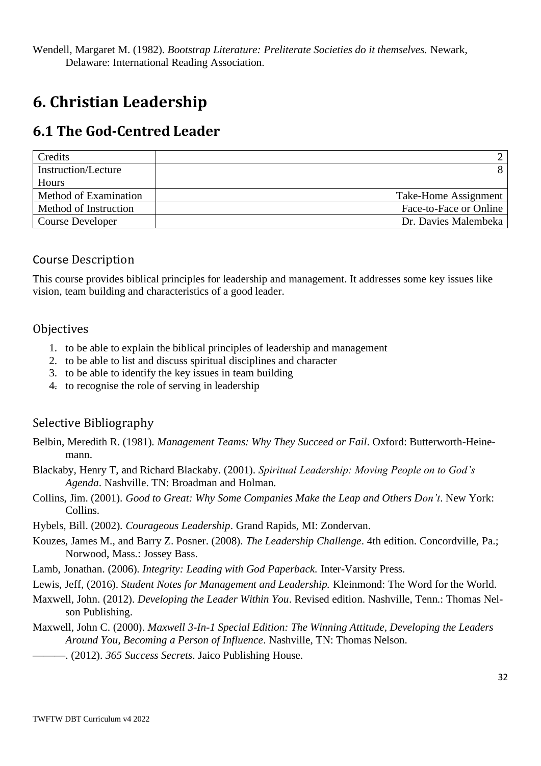Wendell, Margaret M. (1982). *Bootstrap Literature: Preliterate Societies do it themselves.* Newark, Delaware: International Reading Association.

# 6. Christian Leadership

## 6.1 The God-Centred Leader

| | |
|---|---|
| Credits | 2 |
| Instruction/Lecture Hours | 8 |
| Method of Examination | Take-Home Assignment |
| Method of Instruction | Face-to-Face or Online |
| Course Developer | Dr. Davies Malembeka |

### Course Description

This course provides biblical principles for leadership and management. It addresses some key issues like vision, team building and characteristics of a good leader.

### Objectives

1. to be able to explain the biblical principles of leadership and management
2. to be able to list and discuss spiritual disciplines and character
3. to be able to identify the key issues in team building
4. to recognise the role of serving in leadership

### Selective Bibliography

Belbin, Meredith R. (1981). *Management Teams: Why They Succeed or Fail*. Oxford: Butterworth-Heinemann.

Blackaby, Henry T, and Richard Blackaby. (2001). *Spiritual Leadership: Moving People on to God's Agenda*. Nashville. TN: Broadman and Holman.

Collins, Jim. (2001). *Good to Great: Why Some Companies Make the Leap and Others Don't*. New York: Collins.

Hybels, Bill. (2002). *Courageous Leadership*. Grand Rapids, MI: Zondervan.

Kouzes, James M., and Barry Z. Posner. (2008). *The Leadership Challenge*. 4th edition. Concordville, Pa.; Norwood, Mass.: Jossey Bass.

Lamb, Jonathan. (2006). *Integrity: Leading with God Paperback.* Inter-Varsity Press.

Lewis, Jeff, (2016). *Student Notes for Management and Leadership.* Kleinmond: The Word for the World.

Maxwell, John. (2012). *Developing the Leader Within You*. Revised edition. Nashville, Tenn.: Thomas Nelson Publishing.

Maxwell, John C. (2000). *Maxwell 3-In-1 Special Edition: The Winning Attitude, Developing the Leaders Around You, Becoming a Person of Influence*. Nashville, TN: Thomas Nelson.

———. (2012). *365 Success Secrets*. Jaico Publishing House.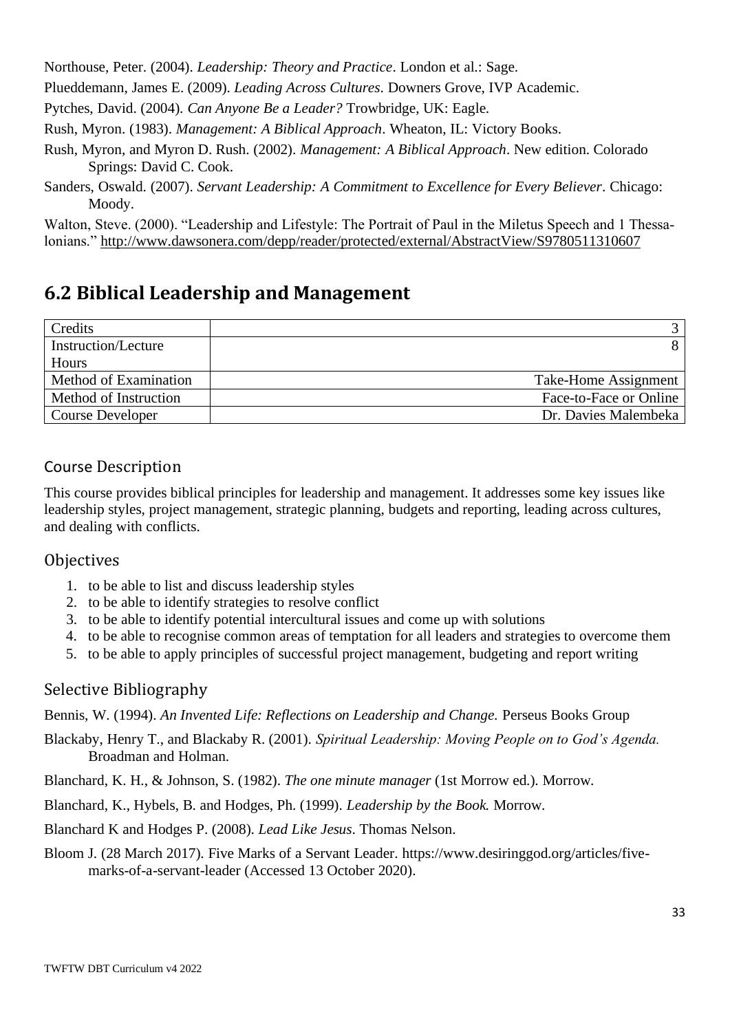Northouse, Peter. (2004). *Leadership: Theory and Practice*. London et al.: Sage.

Plueddemann, James E. (2009). *Leading Across Cultures*. Downers Grove, IVP Academic.

Pytches, David. (2004). *Can Anyone Be a Leader?* Trowbridge, UK: Eagle.

Rush, Myron. (1983). *Management: A Biblical Approach*. Wheaton, IL: Victory Books.

Rush, Myron, and Myron D. Rush. (2002). *Management: A Biblical Approach*. New edition. Colorado Springs: David C. Cook.

Sanders, Oswald. (2007). *Servant Leadership: A Commitment to Excellence for Every Believer*. Chicago: Moody.

Walton, Steve. (2000). "Leadership and Lifestyle: The Portrait of Paul in the Miletus Speech and 1 Thessalonians." http://www.dawsonera.com/depp/reader/protected/external/AbstractView/S9780511310607

## 6.2 Biblical Leadership and Management

| | |
|---|---|
| Credits | 3 |
| Instruction/Lecture Hours | 8 |
| Method of Examination | Take-Home Assignment |
| Method of Instruction | Face-to-Face or Online |
| Course Developer | Dr. Davies Malembeka |

### Course Description

This course provides biblical principles for leadership and management. It addresses some key issues like leadership styles, project management, strategic planning, budgets and reporting, leading across cultures, and dealing with conflicts.

### Objectives

1. to be able to list and discuss leadership styles
2. to be able to identify strategies to resolve conflict
3. to be able to identify potential intercultural issues and come up with solutions
4. to be able to recognise common areas of temptation for all leaders and strategies to overcome them
5. to be able to apply principles of successful project management, budgeting and report writing

### Selective Bibliography

Bennis, W. (1994). *An Invented Life: Reflections on Leadership and Change.* Perseus Books Group

Blackaby, Henry T., and Blackaby R. (2001). *Spiritual Leadership: Moving People on to God's Agenda.* Broadman and Holman.

Blanchard, K. H., & Johnson, S. (1982). *The one minute manager* (1st Morrow ed.). Morrow.

Blanchard, K., Hybels, B. and Hodges, Ph. (1999). *Leadership by the Book.* Morrow.

Blanchard K and Hodges P. (2008). *Lead Like Jesus*. Thomas Nelson.

Bloom J. (28 March 2017). Five Marks of a Servant Leader. https://www.desiringgod.org/articles/five-marks-of-a-servant-leader (Accessed 13 October 2020).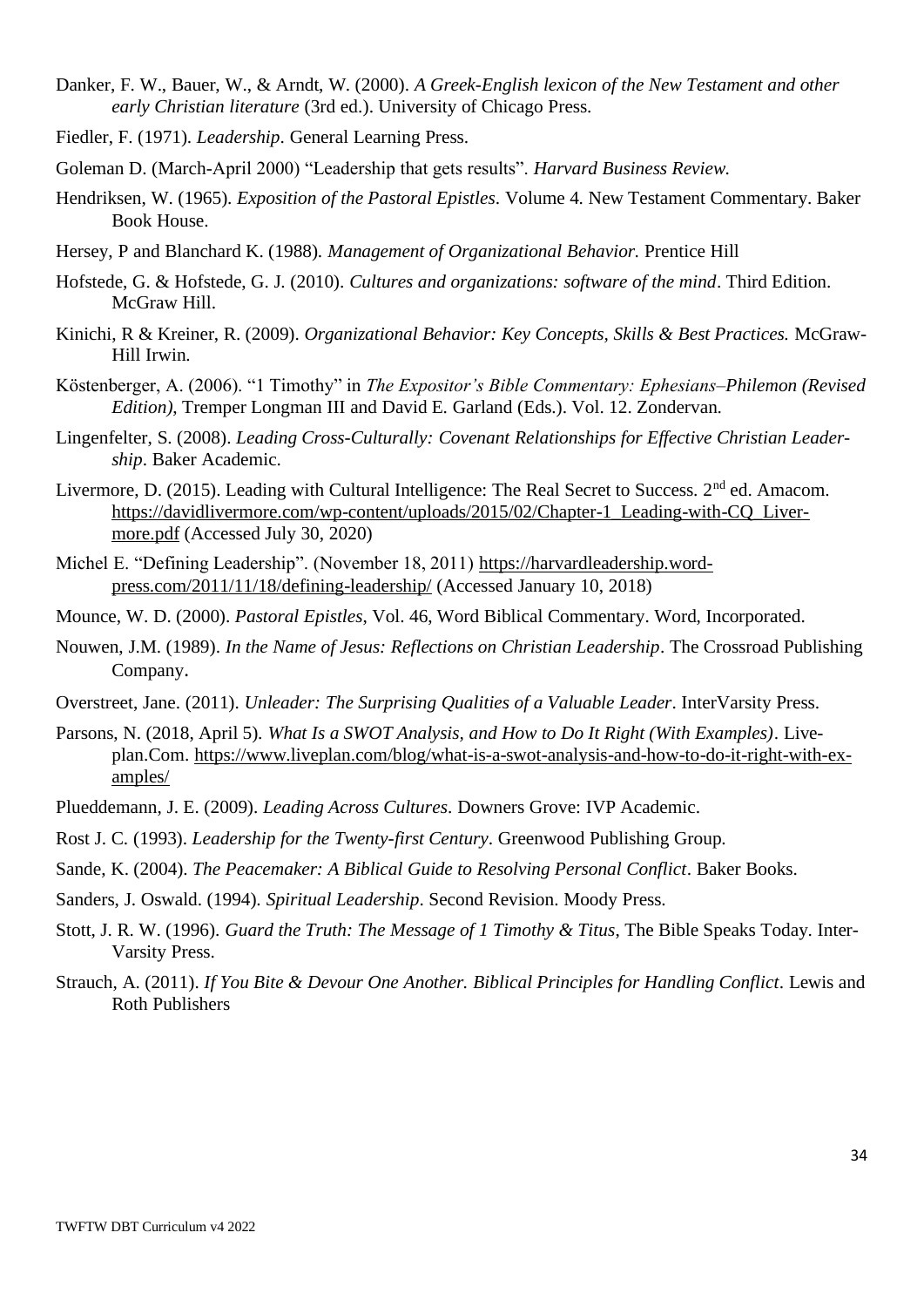Danker, F. W., Bauer, W., & Arndt, W. (2000). *A Greek-English lexicon of the New Testament and other early Christian literature* (3rd ed.). University of Chicago Press.

Fiedler, F. (1971). *Leadership*. General Learning Press.

Goleman D. (March-April 2000) "Leadership that gets results". *Harvard Business Review.*

Hendriksen, W. (1965). *Exposition of the Pastoral Epistles*. Volume 4. New Testament Commentary. Baker Book House.

Hersey, P and Blanchard K. (1988). *Management of Organizational Behavior.* Prentice Hill

Hofstede, G. & Hofstede, G. J. (2010). *Cultures and organizations: software of the mind*. Third Edition. McGraw Hill.

Kinichi, R & Kreiner, R. (2009). *Organizational Behavior: Key Concepts, Skills & Best Practices.* McGraw-Hill Irwin.

Köstenberger, A. (2006). "1 Timothy" in *The Expositor's Bible Commentary: Ephesians–Philemon (Revised Edition)*, Tremper Longman III and David E. Garland (Eds.). Vol. 12. Zondervan.

Lingenfelter, S. (2008). *Leading Cross-Culturally: Covenant Relationships for Effective Christian Leadership*. Baker Academic.

Livermore, D. (2015). Leading with Cultural Intelligence: The Real Secret to Success. 2nd ed. Amacom. https://davidlivermore.com/wp-content/uploads/2015/02/Chapter-1_Leading-with-CQ_Livermore.pdf (Accessed July 30, 2020)

Michel E. "Defining Leadership". (November 18, 2011) https://harvardleadership.wordpress.com/2011/11/18/defining-leadership/ (Accessed January 10, 2018)

Mounce, W. D. (2000). *Pastoral Epistles*, Vol. 46, Word Biblical Commentary. Word, Incorporated.

Nouwen, J.M. (1989). *In the Name of Jesus: Reflections on Christian Leadership*. The Crossroad Publishing Company.

Overstreet, Jane. (2011). *Unleader: The Surprising Qualities of a Valuable Leader*. InterVarsity Press.

Parsons, N. (2018, April 5). *What Is a SWOT Analysis, and How to Do It Right (With Examples)*. Liveplan.Com. https://www.liveplan.com/blog/what-is-a-swot-analysis-and-how-to-do-it-right-with-examples/

Plueddemann, J. E. (2009). *Leading Across Cultures*. Downers Grove: IVP Academic.

Rost J. C. (1993). *Leadership for the Twenty-first Century*. Greenwood Publishing Group.

Sande, K. (2004). *The Peacemaker: A Biblical Guide to Resolving Personal Conflict*. Baker Books.

Sanders, J. Oswald. (1994). *Spiritual Leadership*. Second Revision. Moody Press.

Stott, J. R. W. (1996). *Guard the Truth: The Message of 1 Timothy & Titus*, The Bible Speaks Today. Inter-Varsity Press.

Strauch, A. (2011). *If You Bite & Devour One Another. Biblical Principles for Handling Conflict*. Lewis and Roth Publishers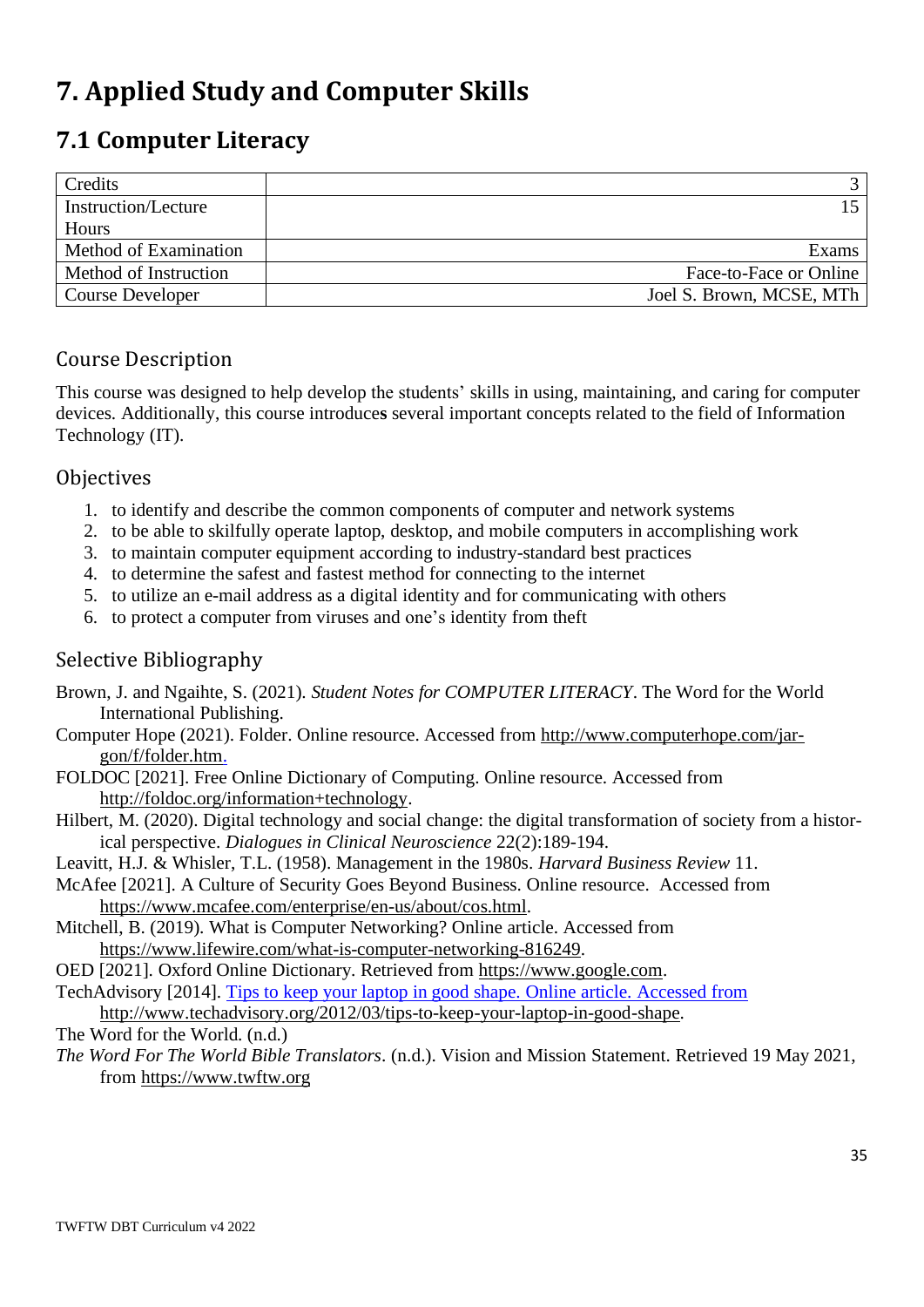# 7. Applied Study and Computer Skills

## 7.1 Computer Literacy

| | |
|---|---|
| Credits | 3 |
| Instruction/Lecture Hours | 15 |
| Method of Examination | Exams |
| Method of Instruction | Face-to-Face or Online |
| Course Developer | Joel S. Brown, MCSE, MTh |

### Course Description

This course was designed to help develop the students' skills in using, maintaining, and caring for computer devices. Additionally, this course introduces several important concepts related to the field of Information Technology (IT).

### Objectives

1. to identify and describe the common components of computer and network systems
2. to be able to skilfully operate laptop, desktop, and mobile computers in accomplishing work
3. to maintain computer equipment according to industry-standard best practices
4. to determine the safest and fastest method for connecting to the internet
5. to utilize an e-mail address as a digital identity and for communicating with others
6. to protect a computer from viruses and one's identity from theft

### Selective Bibliography

Brown, J. and Ngaihte, S. (2021). *Student Notes for COMPUTER LITERACY*. The Word for the World International Publishing.

Computer Hope (2021). Folder. Online resource. Accessed from http://www.computerhope.com/jargon/f/folder.htm.

FOLDOC [2021]. Free Online Dictionary of Computing. Online resource. Accessed from http://foldoc.org/information+technology.

Hilbert, M. (2020). Digital technology and social change: the digital transformation of society from a historical perspective. *Dialogues in Clinical Neuroscience* 22(2):189-194.

Leavitt, H.J. & Whisler, T.L. (1958). Management in the 1980s. *Harvard Business Review* 11.

McAfee [2021]. A Culture of Security Goes Beyond Business. Online resource. Accessed from https://www.mcafee.com/enterprise/en-us/about/cos.html.

Mitchell, B. (2019). What is Computer Networking? Online article. Accessed from https://www.lifewire.com/what-is-computer-networking-816249.

OED [2021]. Oxford Online Dictionary. Retrieved from https://www.google.com.

TechAdvisory [2014]. Tips to keep your laptop in good shape. Online article. Accessed from http://www.techadvisory.org/2012/03/tips-to-keep-your-laptop-in-good-shape.

The Word for the World. (n.d.)

*The Word For The World Bible Translators*. (n.d.). Vision and Mission Statement. Retrieved 19 May 2021, from https://www.twftw.org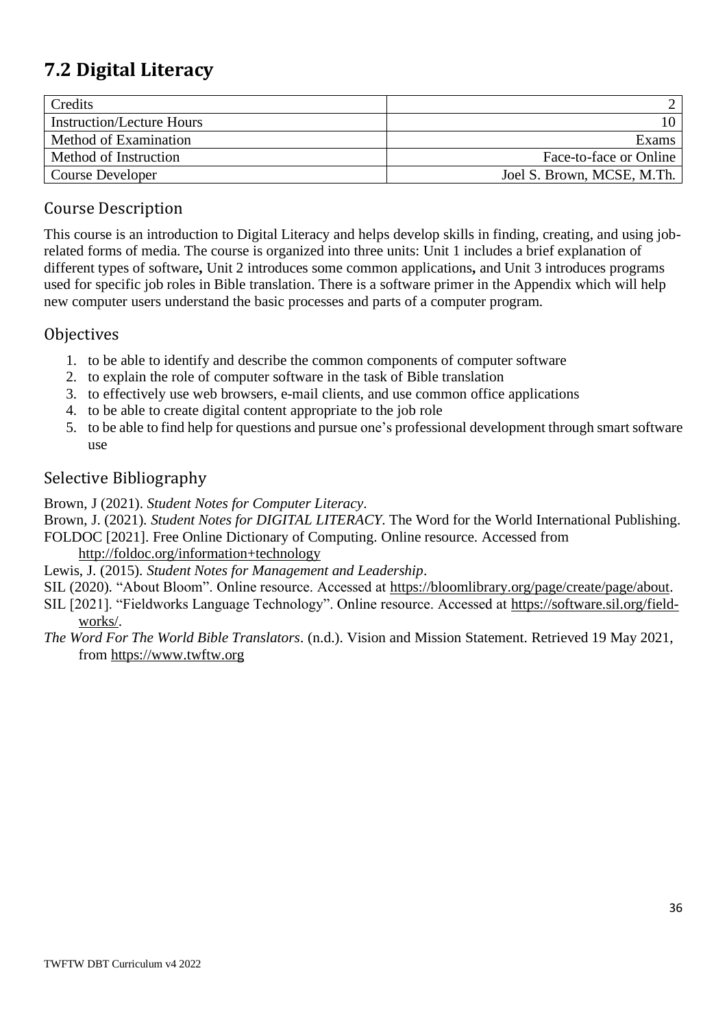## 7.2 Digital Literacy

| | |
|---|---|
| Credits | 2 |
| Instruction/Lecture Hours | 10 |
| Method of Examination | Exams |
| Method of Instruction | Face-to-face or Online |
| Course Developer | Joel S. Brown, MCSE, M.Th. |

### Course Description

This course is an introduction to Digital Literacy and helps develop skills in finding, creating, and using job-related forms of media. The course is organized into three units: Unit 1 includes a brief explanation of different types of software**,** Unit 2 introduces some common applications**,** and Unit 3 introduces programs used for specific job roles in Bible translation. There is a software primer in the Appendix which will help new computer users understand the basic processes and parts of a computer program.

### Objectives

1. to be able to identify and describe the common components of computer software
2. to explain the role of computer software in the task of Bible translation
3. to effectively use web browsers, e-mail clients, and use common office applications
4. to be able to create digital content appropriate to the job role
5. to be able to find help for questions and pursue one's professional development through smart software use

### Selective Bibliography

Brown, J (2021). *Student Notes for Computer Literacy*.

Brown, J. (2021). *Student Notes for DIGITAL LITERACY*. The Word for the World International Publishing.

FOLDOC [2021]. Free Online Dictionary of Computing. Online resource. Accessed from http://foldoc.org/information+technology

Lewis, J. (2015). *Student Notes for Management and Leadership*.

SIL (2020). "About Bloom". Online resource. Accessed at https://bloomlibrary.org/page/create/page/about.

SIL [2021]. "Fieldworks Language Technology". Online resource. Accessed at https://software.sil.org/field-works/.

*The Word For The World Bible Translators*. (n.d.). Vision and Mission Statement. Retrieved 19 May 2021, from https://www.twftw.org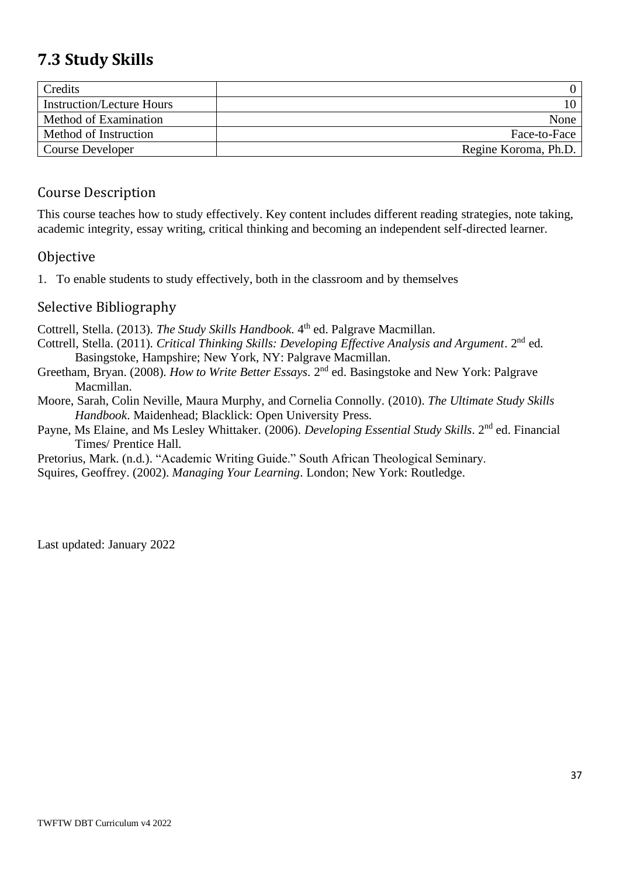## 7.3 Study Skills

| | |
|---|---|
| Credits | 0 |
| Instruction/Lecture Hours | 10 |
| Method of Examination | None |
| Method of Instruction | Face-to-Face |
| Course Developer | Regine Koroma, Ph.D. |

### Course Description

This course teaches how to study effectively. Key content includes different reading strategies, note taking, academic integrity, essay writing, critical thinking and becoming an independent self-directed learner.

### Objective

1. To enable students to study effectively, both in the classroom and by themselves

### Selective Bibliography

Cottrell, Stella. (2013). *The Study Skills Handbook*. 4th ed. Palgrave Macmillan.

Cottrell, Stella. (2011). *Critical Thinking Skills: Developing Effective Analysis and Argument*. 2nd ed. Basingstoke, Hampshire; New York, NY: Palgrave Macmillan.

Greetham, Bryan. (2008). *How to Write Better Essays*. 2nd ed. Basingstoke and New York: Palgrave Macmillan.

Moore, Sarah, Colin Neville, Maura Murphy, and Cornelia Connolly. (2010). *The Ultimate Study Skills Handbook*. Maidenhead; Blacklick: Open University Press.

Payne, Ms Elaine, and Ms Lesley Whittaker. (2006). *Developing Essential Study Skills*. 2nd ed. Financial Times/ Prentice Hall.

Pretorius, Mark. (n.d.). "Academic Writing Guide." South African Theological Seminary.

Squires, Geoffrey. (2002). *Managing Your Learning*. London; New York: Routledge.

Last updated: January 2022